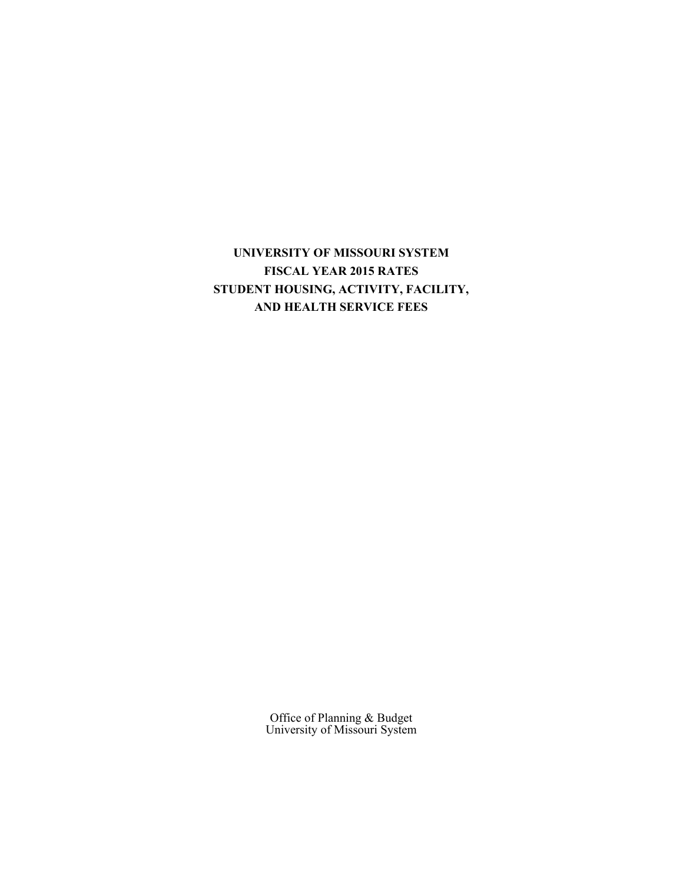# UNIVERSITY OF MISSOURI SYSTEM
# FISCAL YEAR 2015 RATES
# STUDENT HOUSING, ACTIVITY, FACILITY, AND HEALTH SERVICE FEES

Office of Planning & Budget
University of Missouri System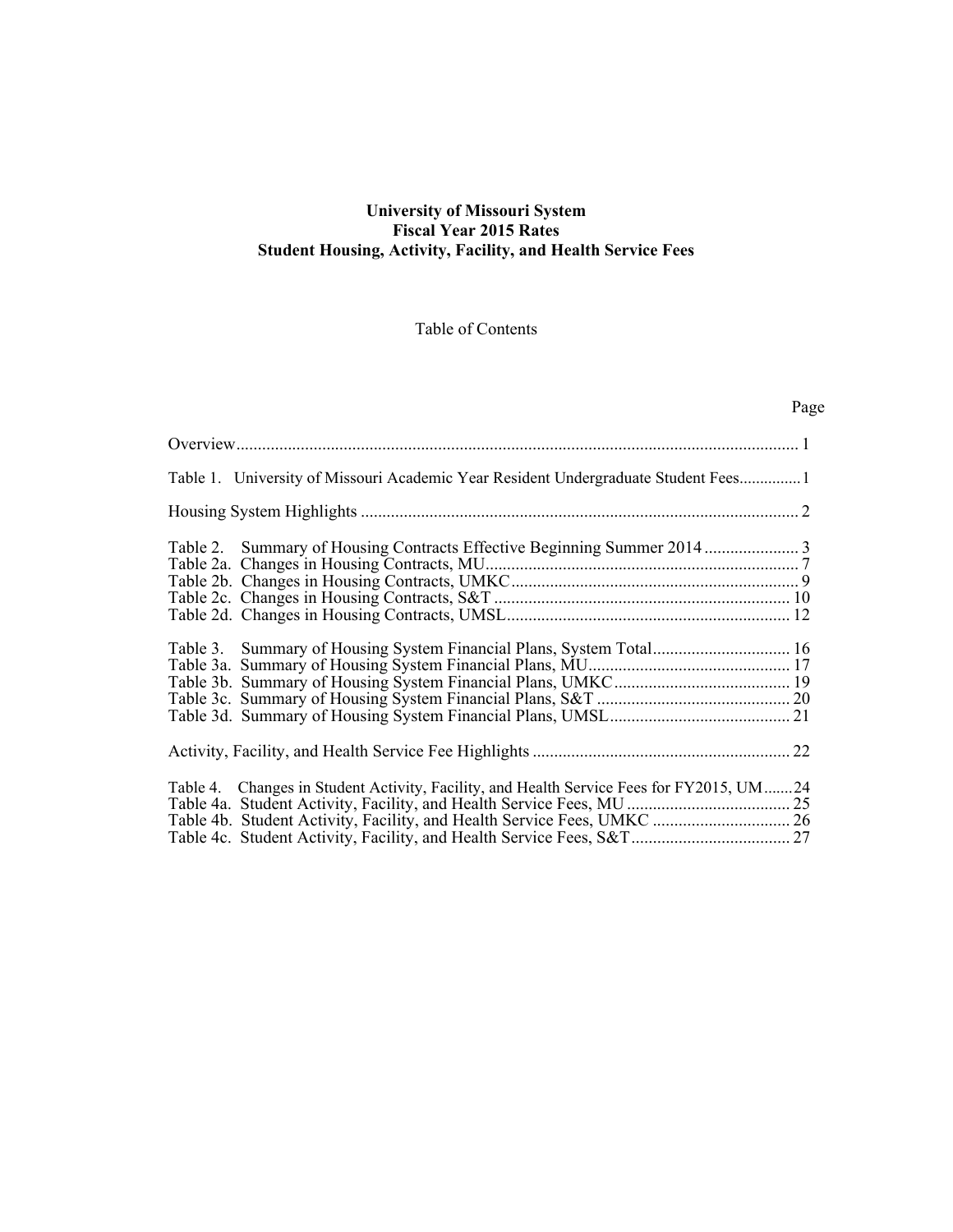# University of Missouri System
## Fiscal Year 2015 Rates
## Student Housing, Activity, Facility, and Health Service Fees

Table of Contents

| | Page |
|---|---|
| Overview | 1 |
| Table 1. University of Missouri Academic Year Resident Undergraduate Student Fees | 1 |
| Housing System Highlights | 2 |
| Table 2. Summary of Housing Contracts Effective Beginning Summer 2014 | 3 |
| Table 2a. Changes in Housing Contracts, MU | 7 |
| Table 2b. Changes in Housing Contracts, UMKC | 9 |
| Table 2c. Changes in Housing Contracts, S&T | 10 |
| Table 2d. Changes in Housing Contracts, UMSL | 12 |
| Table 3. Summary of Housing System Financial Plans, System Total | 16 |
| Table 3a. Summary of Housing System Financial Plans, MU | 17 |
| Table 3b. Summary of Housing System Financial Plans, UMKC | 19 |
| Table 3c. Summary of Housing System Financial Plans, S&T | 20 |
| Table 3d. Summary of Housing System Financial Plans, UMSL | 21 |
| Activity, Facility, and Health Service Fee Highlights | 22 |
| Table 4. Changes in Student Activity, Facility, and Health Service Fees for FY2015, UM | 24 |
| Table 4a. Student Activity, Facility, and Health Service Fees, MU | 25 |
| Table 4b. Student Activity, Facility, and Health Service Fees, UMKC | 26 |
| Table 4c. Student Activity, Facility, and Health Service Fees, S&T | 27 |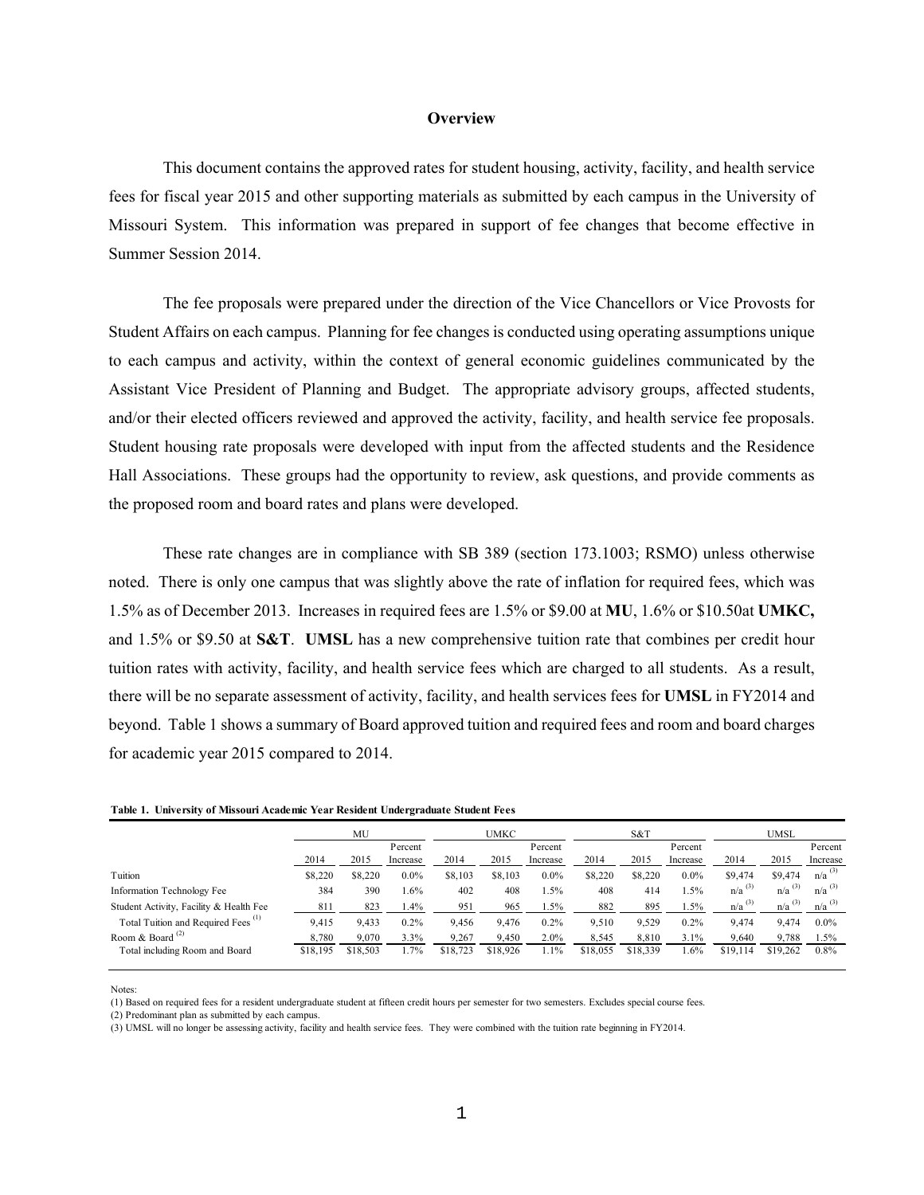## Overview

This document contains the approved rates for student housing, activity, facility, and health service fees for fiscal year 2015 and other supporting materials as submitted by each campus in the University of Missouri System. This information was prepared in support of fee changes that become effective in Summer Session 2014.

The fee proposals were prepared under the direction of the Vice Chancellors or Vice Provosts for Student Affairs on each campus. Planning for fee changes is conducted using operating assumptions unique to each campus and activity, within the context of general economic guidelines communicated by the Assistant Vice President of Planning and Budget. The appropriate advisory groups, affected students, and/or their elected officers reviewed and approved the activity, facility, and health service fee proposals. Student housing rate proposals were developed with input from the affected students and the Residence Hall Associations. These groups had the opportunity to review, ask questions, and provide comments as the proposed room and board rates and plans were developed.

These rate changes are in compliance with SB 389 (section 173.1003; RSMO) unless otherwise noted. There is only one campus that was slightly above the rate of inflation for required fees, which was 1.5% as of December 2013. Increases in required fees are 1.5% or $9.00 at **MU**, 1.6% or $10.50at **UMKC,** and 1.5% or $9.50 at **S&T**. **UMSL** has a new comprehensive tuition rate that combines per credit hour tuition rates with activity, facility, and health service fees which are charged to all students. As a result, there will be no separate assessment of activity, facility, and health services fees for **UMSL** in FY2014 and beyond. Table 1 shows a summary of Board approved tuition and required fees and room and board charges for academic year 2015 compared to 2014.

**Table 1. University of Missouri Academic Year Resident Undergraduate Student Fees**

| | MU | | | UMKC | | | S&T | | | UMSL | | |
|---|---|---|---|---|---|---|---|---|---|---|---|---|
| | 2014 | 2015 | Percent Increase | 2014 | 2015 | Percent Increase | 2014 | 2015 | Percent Increase | 2014 | 2015 | Percent Increase |
| Tuition | $8,220 | $8,220 | 0.0% | $8,103 | $8,103 | 0.0% | $8,220 | $8,220 | 0.0% | $9,474 | $9,474 | n/a (3) |
| Information Technology Fee | 384 | 390 | 1.6% | 402 | 408 | 1.5% | 408 | 414 | 1.5% | n/a (3) | n/a (3) | n/a (3) |
| Student Activity, Facility & Health Fee | 811 | 823 | 1.4% | 951 | 965 | 1.5% | 882 | 895 | 1.5% | n/a (3) | n/a (3) | n/a (3) |
| Total Tuition and Required Fees (1) | 9,415 | 9,433 | 0.2% | 9,456 | 9,476 | 0.2% | 9,510 | 9,529 | 0.2% | 9,474 | 9,474 | 0.0% |
| Room & Board (2) | 8,780 | 9,070 | 3.3% | 9,267 | 9,450 | 2.0% | 8,545 | 8,810 | 3.1% | 9,640 | 9,788 | 1.5% |
| Total including Room and Board | $18,195 | $18,503 | 1.7% | $18,723 | $18,926 | 1.1% | $18,055 | $18,339 | 1.6% | $19,114 | $19,262 | 0.8% |

Notes:

(1) Based on required fees for a resident undergraduate student at fifteen credit hours per semester for two semesters. Excludes special course fees.

(2) Predominant plan as submitted by each campus.

(3) UMSL will no longer be assessing activity, facility and health service fees. They were combined with the tuition rate beginning in FY2014.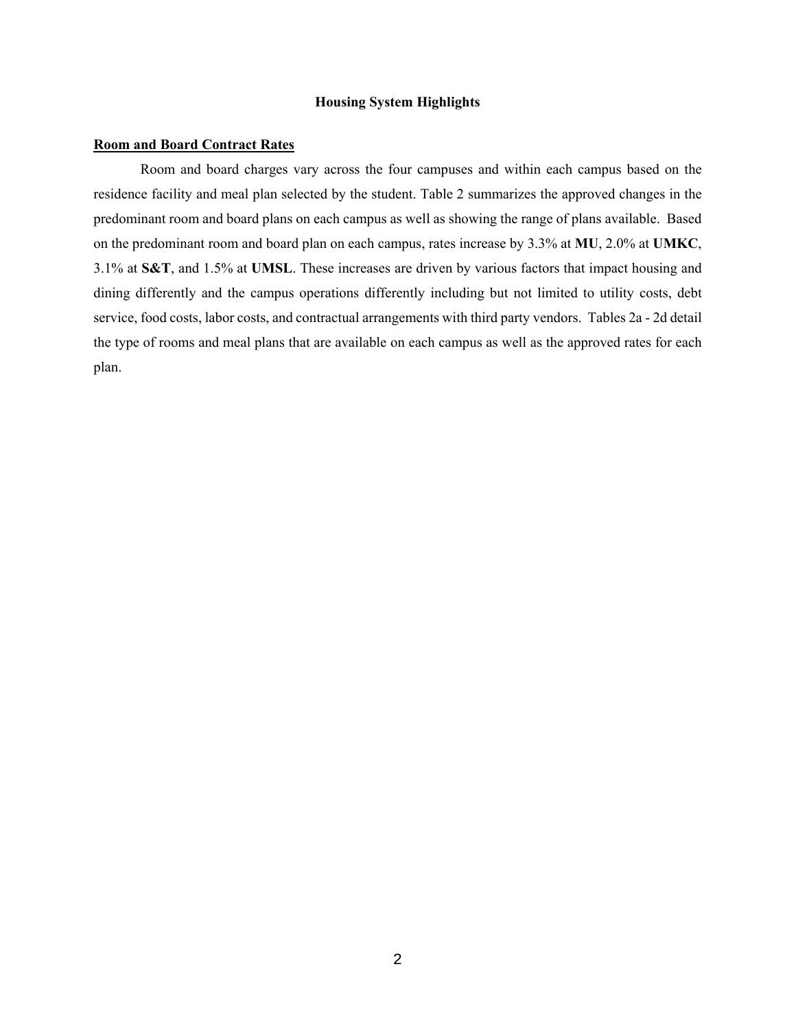## Housing System Highlights

**Room and Board Contract Rates**

Room and board charges vary across the four campuses and within each campus based on the residence facility and meal plan selected by the student. Table 2 summarizes the approved changes in the predominant room and board plans on each campus as well as showing the range of plans available. Based on the predominant room and board plan on each campus, rates increase by 3.3% at **MU**, 2.0% at **UMKC**, 3.1% at **S&T**, and 1.5% at **UMSL**. These increases are driven by various factors that impact housing and dining differently and the campus operations differently including but not limited to utility costs, debt service, food costs, labor costs, and contractual arrangements with third party vendors. Tables 2a - 2d detail the type of rooms and meal plans that are available on each campus as well as the approved rates for each plan.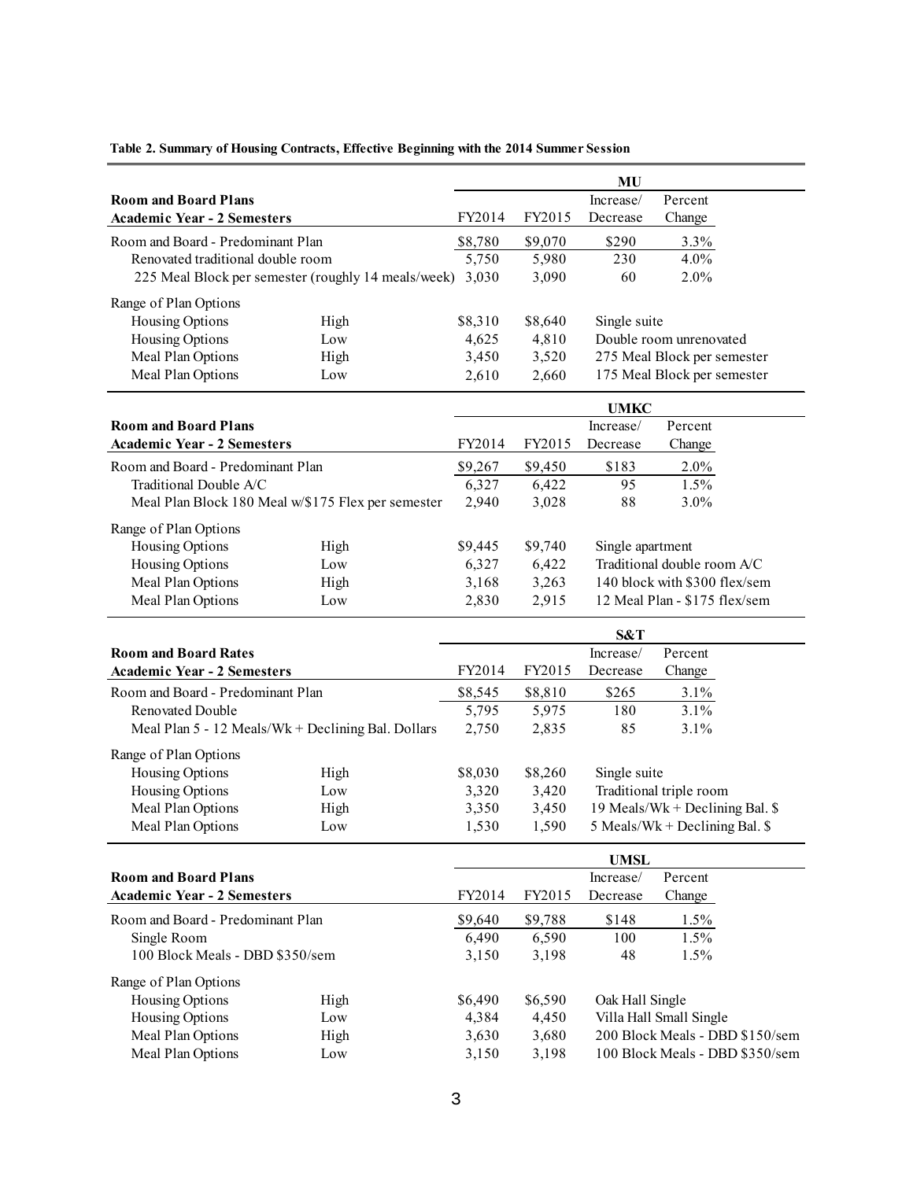**Table 2. Summary of Housing Contracts, Effective Beginning with the 2014 Summer Session**

| Room and Board Plans<br>Academic Year - 2 Semesters | | MU | | | |
|---|---|---|---|---|---|
| | | FY2014 | FY2015 | Increase/ Decrease | Percent Change |
| Room and Board - Predominant Plan | | $8,780 | $9,070 | $290 | 3.3% |
| Renovated traditional double room | | 5,750 | 5,980 | 230 | 4.0% |
| 225 Meal Block per semester (roughly 14 meals/week) | | 3,030 | 3,090 | 60 | 2.0% |
| Range of Plan Options | | | | | |
| Housing Options | High | $8,310 | $8,640 | Single suite | |
| Housing Options | Low | 4,625 | 4,810 | Double room unrenovated | |
| Meal Plan Options | High | 3,450 | 3,520 | 275 Meal Block per semester | |
| Meal Plan Options | Low | 2,610 | 2,660 | 175 Meal Block per semester | |

| Room and Board Plans<br>Academic Year - 2 Semesters | | UMKC | | | |
|---|---|---|---|---|---|
| | | FY2014 | FY2015 | Increase/ Decrease | Percent Change |
| Room and Board - Predominant Plan | | $9,267 | $9,450 | $183 | 2.0% |
| Traditional Double A/C | | 6,327 | 6,422 | 95 | 1.5% |
| Meal Plan Block 180 Meal w/$175 Flex per semester | | 2,940 | 3,028 | 88 | 3.0% |
| Range of Plan Options | | | | | |
| Housing Options | High | $9,445 | $9,740 | Single apartment | |
| Housing Options | Low | 6,327 | 6,422 | Traditional double room A/C | |
| Meal Plan Options | High | 3,168 | 3,263 | 140 block with $300 flex/sem | |
| Meal Plan Options | Low | 2,830 | 2,915 | 12 Meal Plan - $175 flex/sem | |

| Room and Board Rates<br>Academic Year - 2 Semesters | | S&T | | | |
|---|---|---|---|---|---|
| | | FY2014 | FY2015 | Increase/ Decrease | Percent Change |
| Room and Board - Predominant Plan | | $8,545 | $8,810 | $265 | 3.1% |
| Renovated Double | | 5,795 | 5,975 | 180 | 3.1% |
| Meal Plan 5 - 12 Meals/Wk + Declining Bal. Dollars | | 2,750 | 2,835 | 85 | 3.1% |
| Range of Plan Options | | | | | |
| Housing Options | High | $8,030 | $8,260 | Single suite | |
| Housing Options | Low | 3,320 | 3,420 | Traditional triple room | |
| Meal Plan Options | High | 3,350 | 3,450 | 19 Meals/Wk + Declining Bal. $ | |
| Meal Plan Options | Low | 1,530 | 1,590 | 5 Meals/Wk + Declining Bal. $ | |

| Room and Board Plans<br>Academic Year - 2 Semesters | | UMSL | | | |
|---|---|---|---|---|---|
| | | FY2014 | FY2015 | Increase/ Decrease | Percent Change |
| Room and Board - Predominant Plan | | $9,640 | $9,788 | $148 | 1.5% |
| Single Room | | 6,490 | 6,590 | 100 | 1.5% |
| 100 Block Meals - DBD $350/sem | | 3,150 | 3,198 | 48 | 1.5% |
| Range of Plan Options | | | | | |
| Housing Options | High | $6,490 | $6,590 | Oak Hall Single | |
| Housing Options | Low | 4,384 | 4,450 | Villa Hall Small Single | |
| Meal Plan Options | High | 3,630 | 3,680 | 200 Block Meals - DBD $150/sem | |
| Meal Plan Options | Low | 3,150 | 3,198 | 100 Block Meals - DBD $350/sem | |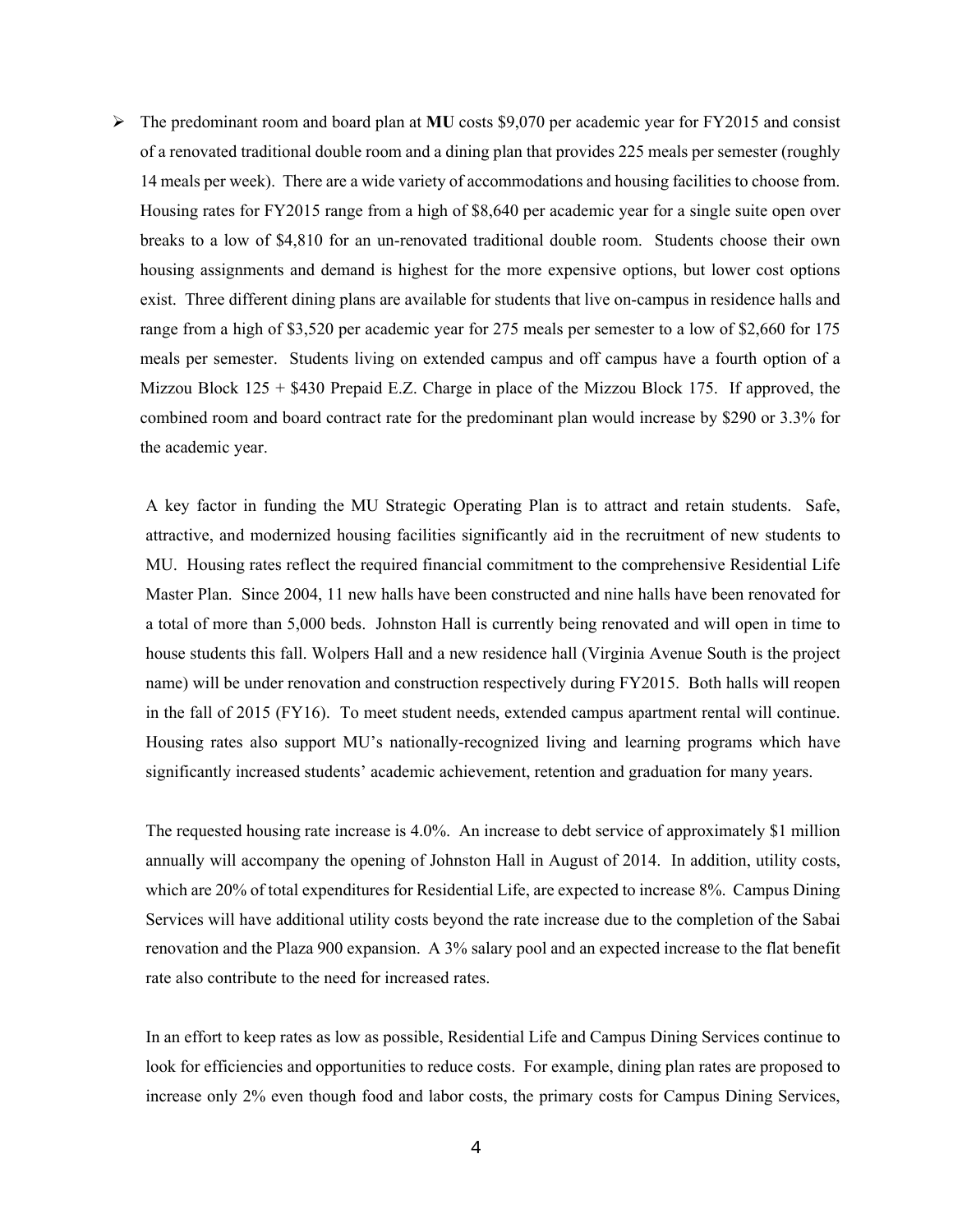- The predominant room and board plan at **MU** costs $9,070 per academic year for FY2015 and consist of a renovated traditional double room and a dining plan that provides 225 meals per semester (roughly 14 meals per week). There are a wide variety of accommodations and housing facilities to choose from. Housing rates for FY2015 range from a high of $8,640 per academic year for a single suite open over breaks to a low of $4,810 for an un-renovated traditional double room. Students choose their own housing assignments and demand is highest for the more expensive options, but lower cost options exist. Three different dining plans are available for students that live on-campus in residence halls and range from a high of $3,520 per academic year for 275 meals per semester to a low of $2,660 for 175 meals per semester. Students living on extended campus and off campus have a fourth option of a Mizzou Block 125 + $430 Prepaid E.Z. Charge in place of the Mizzou Block 175. If approved, the combined room and board contract rate for the predominant plan would increase by $290 or 3.3% for the academic year.

  A key factor in funding the MU Strategic Operating Plan is to attract and retain students. Safe, attractive, and modernized housing facilities significantly aid in the recruitment of new students to MU. Housing rates reflect the required financial commitment to the comprehensive Residential Life Master Plan. Since 2004, 11 new halls have been constructed and nine halls have been renovated for a total of more than 5,000 beds. Johnston Hall is currently being renovated and will open in time to house students this fall. Wolpers Hall and a new residence hall (Virginia Avenue South is the project name) will be under renovation and construction respectively during FY2015. Both halls will reopen in the fall of 2015 (FY16). To meet student needs, extended campus apartment rental will continue. Housing rates also support MU's nationally-recognized living and learning programs which have significantly increased students' academic achievement, retention and graduation for many years.

  The requested housing rate increase is 4.0%. An increase to debt service of approximately $1 million annually will accompany the opening of Johnston Hall in August of 2014. In addition, utility costs, which are 20% of total expenditures for Residential Life, are expected to increase 8%. Campus Dining Services will have additional utility costs beyond the rate increase due to the completion of the Sabai renovation and the Plaza 900 expansion. A 3% salary pool and an expected increase to the flat benefit rate also contribute to the need for increased rates.

  In an effort to keep rates as low as possible, Residential Life and Campus Dining Services continue to look for efficiencies and opportunities to reduce costs. For example, dining plan rates are proposed to increase only 2% even though food and labor costs, the primary costs for Campus Dining Services,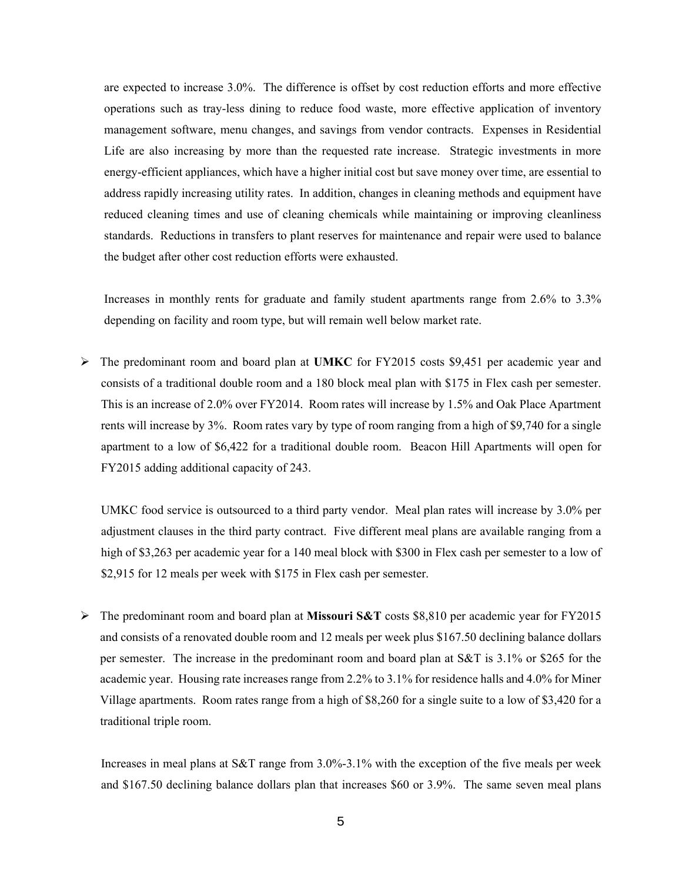are expected to increase 3.0%. The difference is offset by cost reduction efforts and more effective operations such as tray-less dining to reduce food waste, more effective application of inventory management software, menu changes, and savings from vendor contracts. Expenses in Residential Life are also increasing by more than the requested rate increase. Strategic investments in more energy-efficient appliances, which have a higher initial cost but save money over time, are essential to address rapidly increasing utility rates. In addition, changes in cleaning methods and equipment have reduced cleaning times and use of cleaning chemicals while maintaining or improving cleanliness standards. Reductions in transfers to plant reserves for maintenance and repair were used to balance the budget after other cost reduction efforts were exhausted.

Increases in monthly rents for graduate and family student apartments range from 2.6% to 3.3% depending on facility and room type, but will remain well below market rate.

- The predominant room and board plan at **UMKC** for FY2015 costs $9,451 per academic year and consists of a traditional double room and a 180 block meal plan with $175 in Flex cash per semester. This is an increase of 2.0% over FY2014. Room rates will increase by 1.5% and Oak Place Apartment rents will increase by 3%. Room rates vary by type of room ranging from a high of $9,740 for a single apartment to a low of $6,422 for a traditional double room. Beacon Hill Apartments will open for FY2015 adding additional capacity of 243.

  UMKC food service is outsourced to a third party vendor. Meal plan rates will increase by 3.0% per adjustment clauses in the third party contract. Five different meal plans are available ranging from a high of $3,263 per academic year for a 140 meal block with $300 in Flex cash per semester to a low of $2,915 for 12 meals per week with $175 in Flex cash per semester.

- The predominant room and board plan at **Missouri S&T** costs $8,810 per academic year for FY2015 and consists of a renovated double room and 12 meals per week plus $167.50 declining balance dollars per semester. The increase in the predominant room and board plan at S&T is 3.1% or $265 for the academic year. Housing rate increases range from 2.2% to 3.1% for residence halls and 4.0% for Miner Village apartments. Room rates range from a high of $8,260 for a single suite to a low of $3,420 for a traditional triple room.

  Increases in meal plans at S&T range from 3.0%-3.1% with the exception of the five meals per week and $167.50 declining balance dollars plan that increases $60 or 3.9%. The same seven meal plans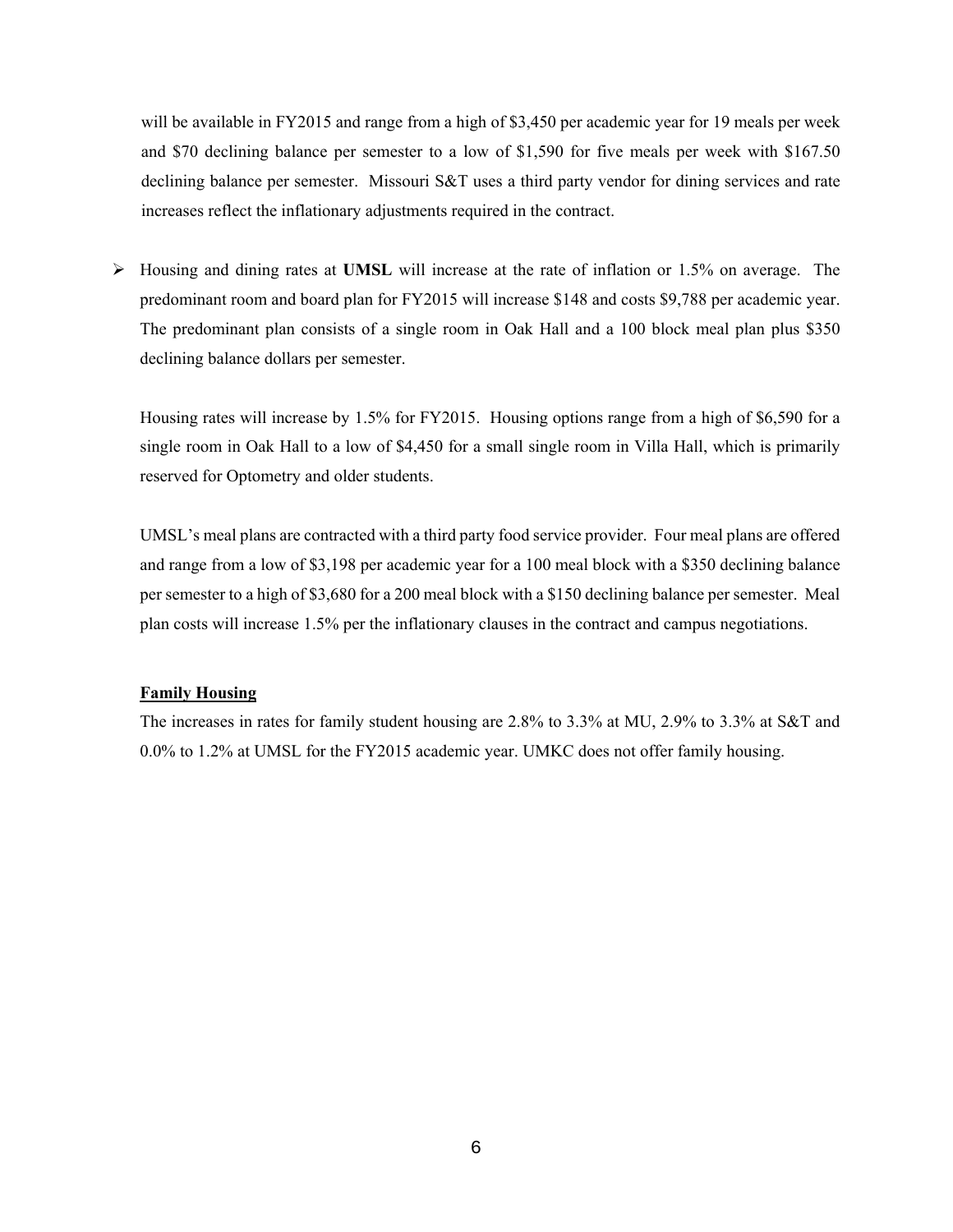will be available in FY2015 and range from a high of $3,450 per academic year for 19 meals per week and $70 declining balance per semester to a low of $1,590 for five meals per week with $167.50 declining balance per semester. Missouri S&T uses a third party vendor for dining services and rate increases reflect the inflationary adjustments required in the contract.

- Housing and dining rates at **UMSL** will increase at the rate of inflation or 1.5% on average. The predominant room and board plan for FY2015 will increase $148 and costs $9,788 per academic year. The predominant plan consists of a single room in Oak Hall and a 100 block meal plan plus $350 declining balance dollars per semester.

  Housing rates will increase by 1.5% for FY2015. Housing options range from a high of $6,590 for a single room in Oak Hall to a low of $4,450 for a small single room in Villa Hall, which is primarily reserved for Optometry and older students.

  UMSL's meal plans are contracted with a third party food service provider. Four meal plans are offered and range from a low of $3,198 per academic year for a 100 meal block with a $350 declining balance per semester to a high of $3,680 for a 200 meal block with a $150 declining balance per semester. Meal plan costs will increase 1.5% per the inflationary clauses in the contract and campus negotiations.

**Family Housing**

The increases in rates for family student housing are 2.8% to 3.3% at MU, 2.9% to 3.3% at S&T and 0.0% to 1.2% at UMSL for the FY2015 academic year. UMKC does not offer family housing.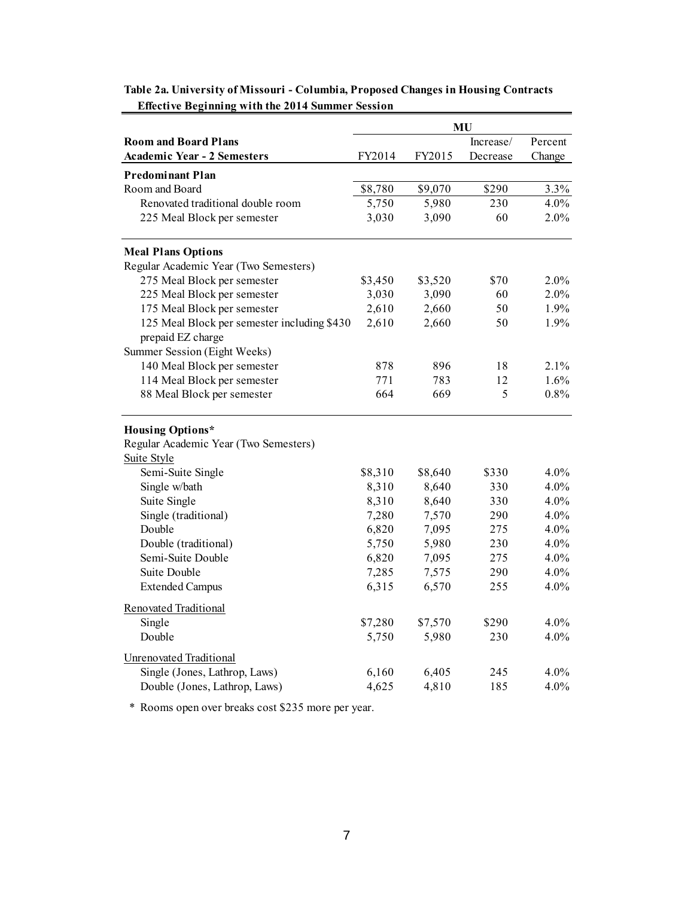**Table 2a. University of Missouri - Columbia, Proposed Changes in Housing Contracts Effective Beginning with the 2014 Summer Session**

| Room and Board Plans<br>Academic Year - 2 Semesters | MU<br>FY2014 | <br>FY2015 | <br>Increase/ Decrease | <br>Percent Change |
|---|---|---|---|---|
| **Predominant Plan** | | | | |
| Room and Board | $8,780 | $9,070 | $290 | 3.3% |
| Renovated traditional double room | 5,750 | 5,980 | 230 | 4.0% |
| 225 Meal Block per semester | 3,030 | 3,090 | 60 | 2.0% |
| **Meal Plans Options** | | | | |
| Regular Academic Year (Two Semesters) | | | | |
| 275 Meal Block per semester | $3,450 | $3,520 | $70 | 2.0% |
| 225 Meal Block per semester | 3,030 | 3,090 | 60 | 2.0% |
| 175 Meal Block per semester | 2,610 | 2,660 | 50 | 1.9% |
| 125 Meal Block per semester including $430 prepaid EZ charge | 2,610 | 2,660 | 50 | 1.9% |
| Summer Session (Eight Weeks) | | | | |
| 140 Meal Block per semester | 878 | 896 | 18 | 2.1% |
| 114 Meal Block per semester | 771 | 783 | 12 | 1.6% |
| 88 Meal Block per semester | 664 | 669 | 5 | 0.8% |
| **Housing Options*** | | | | |
| Regular Academic Year (Two Semesters) | | | | |
| Suite Style | | | | |
| Semi-Suite Single | $8,310 | $8,640 | $330 | 4.0% |
| Single w/bath | 8,310 | 8,640 | 330 | 4.0% |
| Suite Single | 8,310 | 8,640 | 330 | 4.0% |
| Single (traditional) | 7,280 | 7,570 | 290 | 4.0% |
| Double | 6,820 | 7,095 | 275 | 4.0% |
| Double (traditional) | 5,750 | 5,980 | 230 | 4.0% |
| Semi-Suite Double | 6,820 | 7,095 | 275 | 4.0% |
| Suite Double | 7,285 | 7,575 | 290 | 4.0% |
| Extended Campus | 6,315 | 6,570 | 255 | 4.0% |
| Renovated Traditional | | | | |
| Single | $7,280 | $7,570 | $290 | 4.0% |
| Double | 5,750 | 5,980 | 230 | 4.0% |
| Unrenovated Traditional | | | | |
| Single (Jones, Lathrop, Laws) | 6,160 | 6,405 | 245 | 4.0% |
| Double (Jones, Lathrop, Laws) | 4,625 | 4,810 | 185 | 4.0% |

* Rooms open over breaks cost $235 more per year.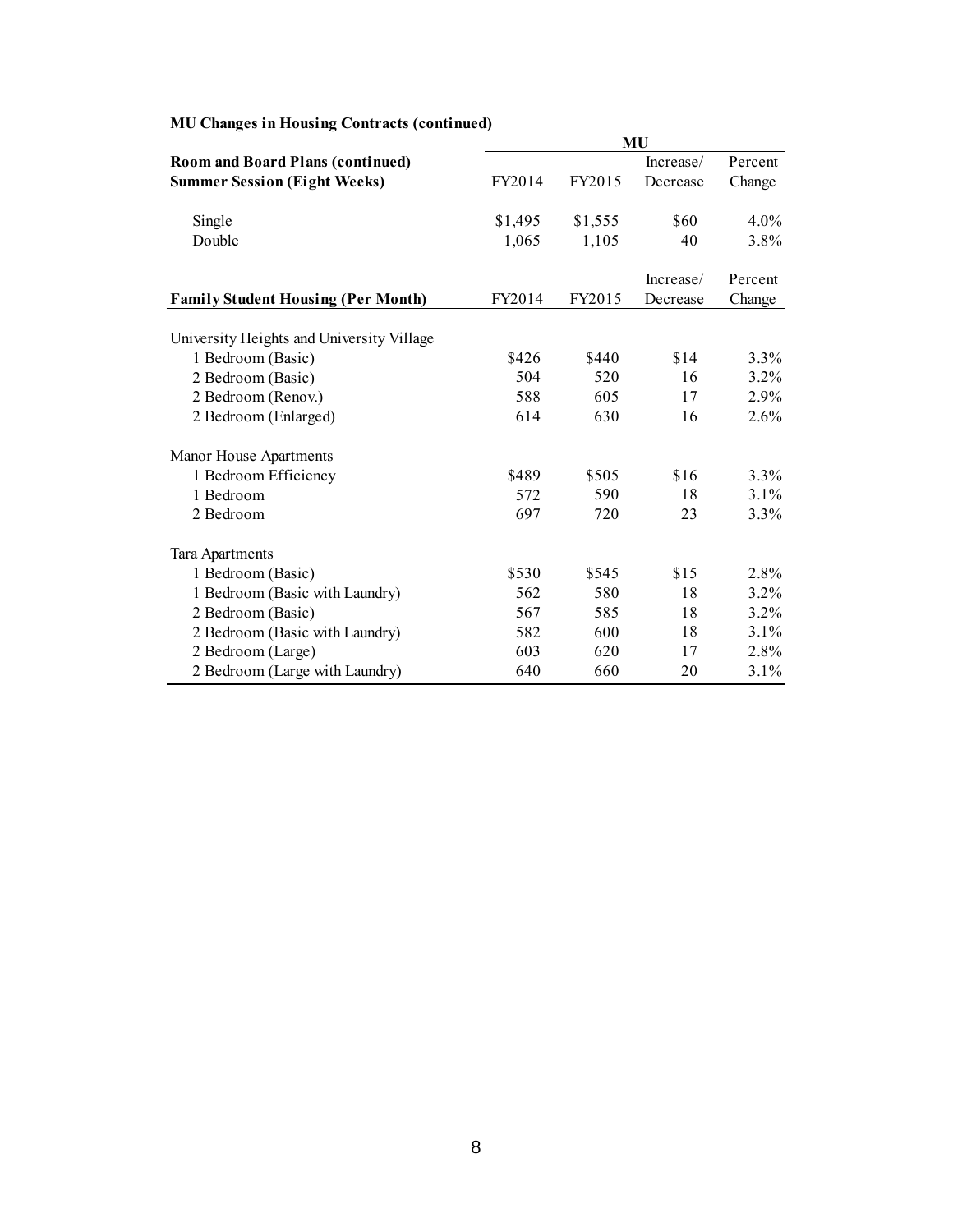**MU Changes in Housing Contracts (continued)**

| | MU | | | |
|---|---|---|---|---|
| **Room and Board Plans (continued)** | | | Increase/ | Percent |
| **Summer Session (Eight Weeks)** | FY2014 | FY2015 | Decrease | Change |
| Single | $1,495 | $1,555 | $60 | 4.0% |
| Double | 1,065 | 1,105 | 40 | 3.8% |

| **Family Student Housing (Per Month)** | FY2014 | FY2015 | Increase/ Decrease | Percent Change |
|---|---|---|---|---|
| University Heights and University Village | | | | |
| 1 Bedroom (Basic) | $426 | $440 | $14 | 3.3% |
| 2 Bedroom (Basic) | 504 | 520 | 16 | 3.2% |
| 2 Bedroom (Renov.) | 588 | 605 | 17 | 2.9% |
| 2 Bedroom (Enlarged) | 614 | 630 | 16 | 2.6% |
| Manor House Apartments | | | | |
| 1 Bedroom Efficiency | $489 | $505 | $16 | 3.3% |
| 1 Bedroom | 572 | 590 | 18 | 3.1% |
| 2 Bedroom | 697 | 720 | 23 | 3.3% |
| Tara Apartments | | | | |
| 1 Bedroom (Basic) | $530 | $545 | $15 | 2.8% |
| 1 Bedroom (Basic with Laundry) | 562 | 580 | 18 | 3.2% |
| 2 Bedroom (Basic) | 567 | 585 | 18 | 3.2% |
| 2 Bedroom (Basic with Laundry) | 582 | 600 | 18 | 3.1% |
| 2 Bedroom (Large) | 603 | 620 | 17 | 2.8% |
| 2 Bedroom (Large with Laundry) | 640 | 660 | 20 | 3.1% |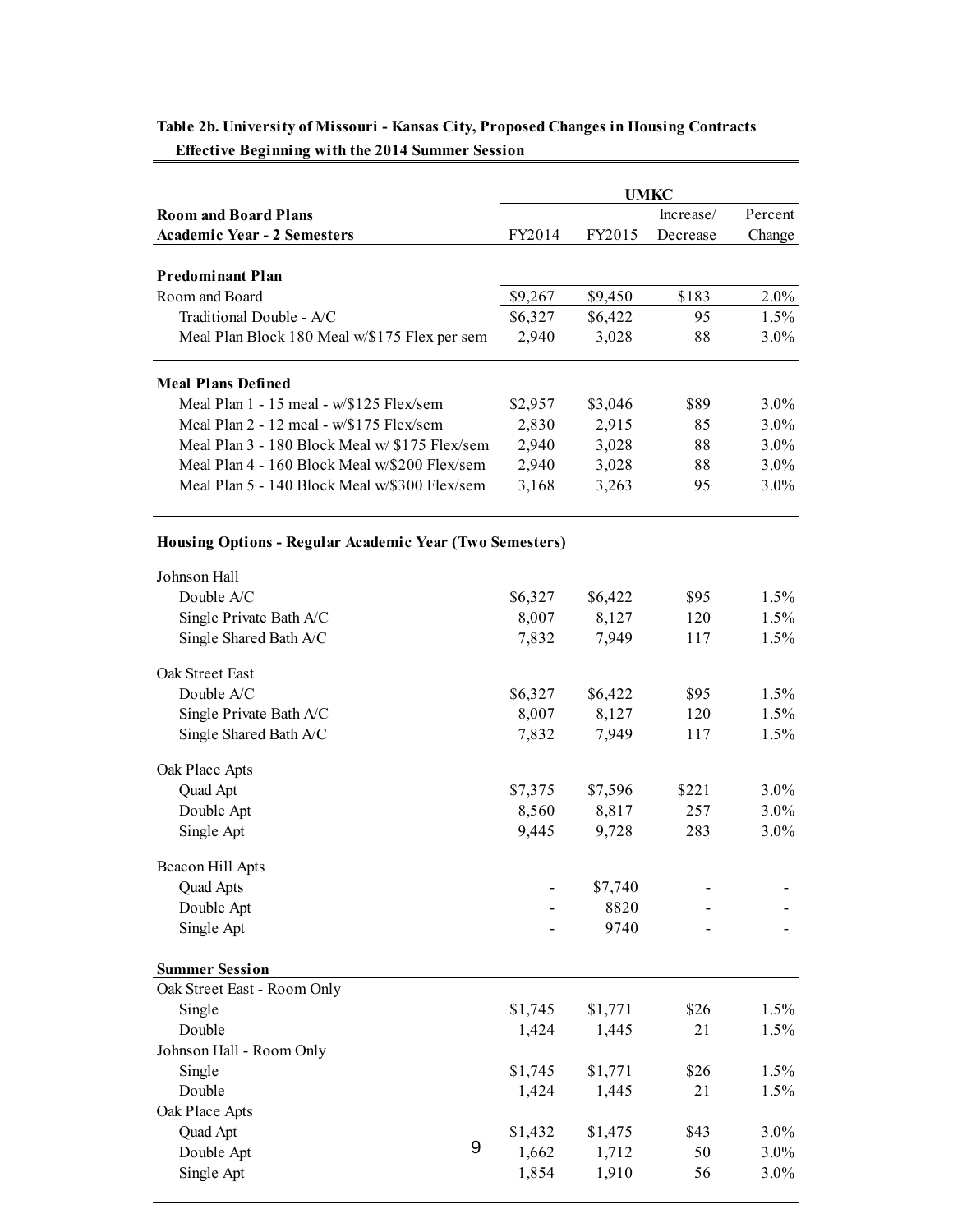**Table 2b. University of Missouri - Kansas City, Proposed Changes in Housing Contracts Effective Beginning with the 2014 Summer Session**

| Room and Board Plans<br>Academic Year - 2 Semesters | UMKC<br>FY2014 | <br>FY2015 | <br>Increase/ Decrease | <br>Percent Change |
|---|---|---|---|---|
| **Predominant Plan** | | | | |
| Room and Board | $9,267 | $9,450 | $183 | 2.0% |
| Traditional Double - A/C | $6,327 | $6,422 | 95 | 1.5% |
| Meal Plan Block 180 Meal w/$175 Flex per sem | 2,940 | 3,028 | 88 | 3.0% |
| **Meal Plans Defined** | | | | |
| Meal Plan 1 - 15 meal - w/$125 Flex/sem | $2,957 | $3,046 | $89 | 3.0% |
| Meal Plan 2 - 12 meal - w/$175 Flex/sem | 2,830 | 2,915 | 85 | 3.0% |
| Meal Plan 3 - 180 Block Meal w/ $175 Flex/sem | 2,940 | 3,028 | 88 | 3.0% |
| Meal Plan 4 - 160 Block Meal w/$200 Flex/sem | 2,940 | 3,028 | 88 | 3.0% |
| Meal Plan 5 - 140 Block Meal w/$300 Flex/sem | 3,168 | 3,263 | 95 | 3.0% |
| **Housing Options - Regular Academic Year (Two Semesters)** | | | | |
| Johnson Hall | | | | |
| Double A/C | $6,327 | $6,422 | $95 | 1.5% |
| Single Private Bath A/C | 8,007 | 8,127 | 120 | 1.5% |
| Single Shared Bath A/C | 7,832 | 7,949 | 117 | 1.5% |
| Oak Street East | | | | |
| Double A/C | $6,327 | $6,422 | $95 | 1.5% |
| Single Private Bath A/C | 8,007 | 8,127 | 120 | 1.5% |
| Single Shared Bath A/C | 7,832 | 7,949 | 117 | 1.5% |
| Oak Place Apts | | | | |
| Quad Apt | $7,375 | $7,596 | $221 | 3.0% |
| Double Apt | 8,560 | 8,817 | 257 | 3.0% |
| Single Apt | 9,445 | 9,728 | 283 | 3.0% |
| Beacon Hill Apts | | | | |
| Quad Apts | - | $7,740 | - | - |
| Double Apt | - | 8820 | - | - |
| Single Apt | - | 9740 | - | - |
| **Summer Session** | | | | |
| Oak Street East - Room Only | | | | |
| Single | $1,745 | $1,771 | $26 | 1.5% |
| Double | 1,424 | 1,445 | 21 | 1.5% |
| Johnson Hall - Room Only | | | | |
| Single | $1,745 | $1,771 | $26 | 1.5% |
| Double | 1,424 | 1,445 | 21 | 1.5% |
| Oak Place Apts | | | | |
| Quad Apt | $1,432 | $1,475 | $43 | 3.0% |
| Double Apt | 1,662 | 1,712 | 50 | 3.0% |
| Single Apt | 1,854 | 1,910 | 56 | 3.0% |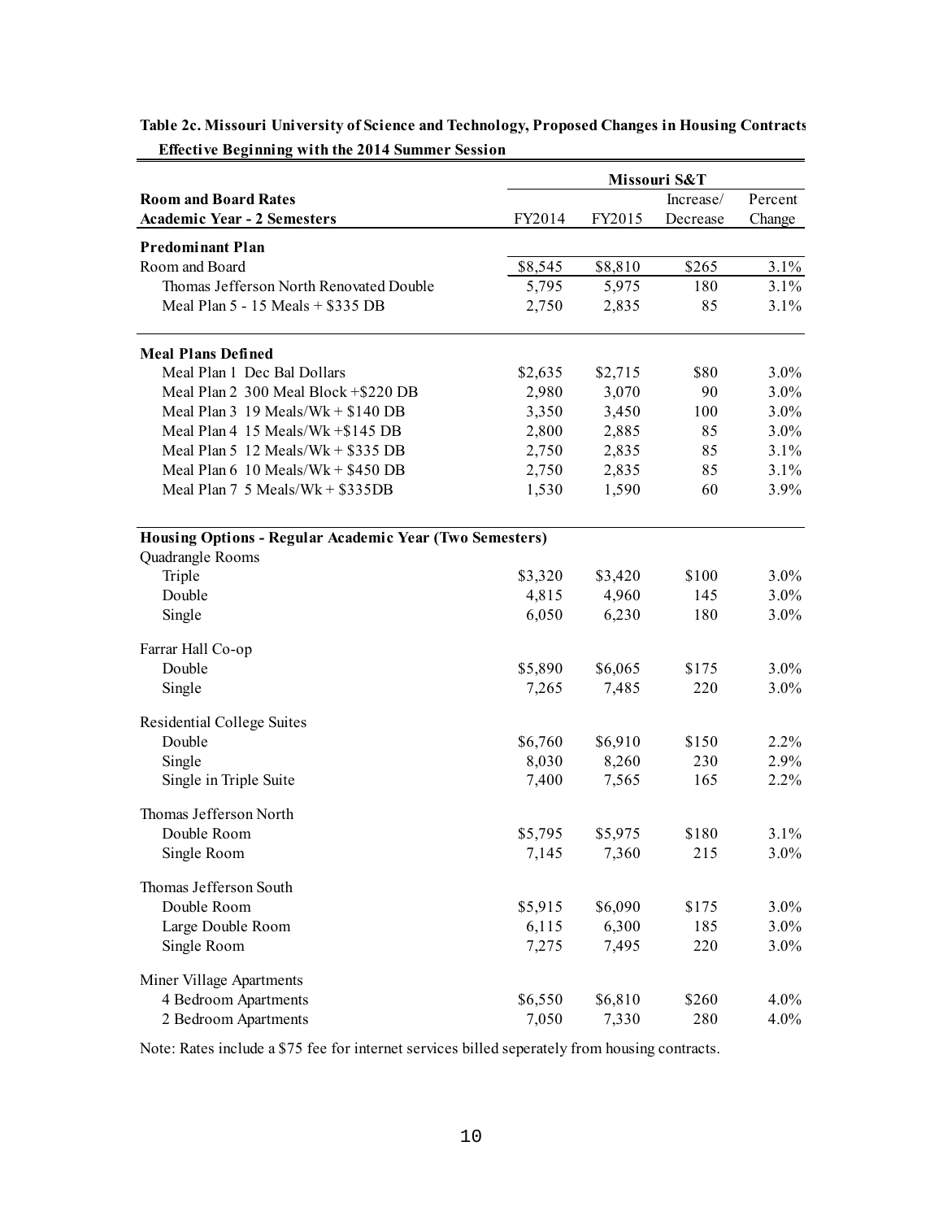**Table 2c. Missouri University of Science and Technology, Proposed Changes in Housing Contracts Effective Beginning with the 2014 Summer Session**

| Room and Board Rates<br>Academic Year - 2 Semesters | Missouri S&T<br>FY2014 | FY2015 | Increase/<br>Decrease | Percent<br>Change |
|---|---|---|---|---|
| **Predominant Plan** | | | | |
| Room and Board | $8,545 | $8,810 | $265 | 3.1% |
| Thomas Jefferson North Renovated Double | 5,795 | 5,975 | 180 | 3.1% |
| Meal Plan 5 - 15 Meals + $335 DB | 2,750 | 2,835 | 85 | 3.1% |
| | | | | |
| **Meal Plans Defined** | | | | |
| Meal Plan 1 Dec Bal Dollars | $2,635 | $2,715 | $80 | 3.0% |
| Meal Plan 2 300 Meal Block +$220 DB | 2,980 | 3,070 | 90 | 3.0% |
| Meal Plan 3 19 Meals/Wk + $140 DB | 3,350 | 3,450 | 100 | 3.0% |
| Meal Plan 4 15 Meals/Wk +$145 DB | 2,800 | 2,885 | 85 | 3.0% |
| Meal Plan 5 12 Meals/Wk + $335 DB | 2,750 | 2,835 | 85 | 3.1% |
| Meal Plan 6 10 Meals/Wk + $450 DB | 2,750 | 2,835 | 85 | 3.1% |
| Meal Plan 7 5 Meals/Wk + $335DB | 1,530 | 1,590 | 60 | 3.9% |
| | | | | |
| **Housing Options - Regular Academic Year (Two Semesters)** | | | | |
| Quadrangle Rooms | | | | |
| Triple | $3,320 | $3,420 | $100 | 3.0% |
| Double | 4,815 | 4,960 | 145 | 3.0% |
| Single | 6,050 | 6,230 | 180 | 3.0% |
| | | | | |
| Farrar Hall Co-op | | | | |
| Double | $5,890 | $6,065 | $175 | 3.0% |
| Single | 7,265 | 7,485 | 220 | 3.0% |
| | | | | |
| Residential College Suites | | | | |
| Double | $6,760 | $6,910 | $150 | 2.2% |
| Single | 8,030 | 8,260 | 230 | 2.9% |
| Single in Triple Suite | 7,400 | 7,565 | 165 | 2.2% |
| | | | | |
| Thomas Jefferson North | | | | |
| Double Room | $5,795 | $5,975 | $180 | 3.1% |
| Single Room | 7,145 | 7,360 | 215 | 3.0% |
| | | | | |
| Thomas Jefferson South | | | | |
| Double Room | $5,915 | $6,090 | $175 | 3.0% |
| Large Double Room | 6,115 | 6,300 | 185 | 3.0% |
| Single Room | 7,275 | 7,495 | 220 | 3.0% |
| | | | | |
| Miner Village Apartments | | | | |
| 4 Bedroom Apartments | $6,550 | $6,810 | $260 | 4.0% |
| 2 Bedroom Apartments | 7,050 | 7,330 | 280 | 4.0% |

Note: Rates include a $75 fee for internet services billed seperately from housing contracts.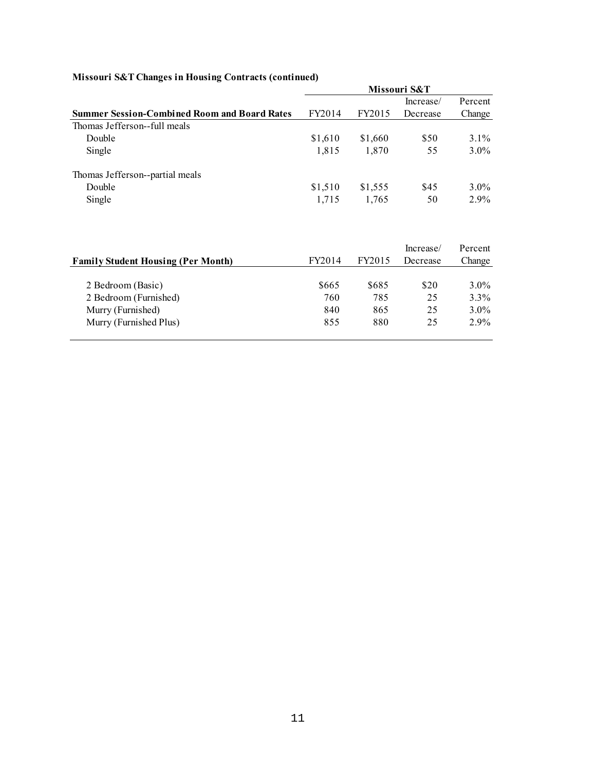**Missouri S&T Changes in Housing Contracts (continued)**

| Summer Session-Combined Room and Board Rates | Missouri S&T | | | |
|---|---|---|---|---|
| | FY2014 | FY2015 | Increase/ Decrease | Percent Change |
| Thomas Jefferson--full meals | | | | |
| Double | $1,610 | $1,660 | $50 | 3.1% |
| Single | 1,815 | 1,870 | 55 | 3.0% |
| Thomas Jefferson--partial meals | | | | |
| Double | $1,510 | $1,555 | $45 | 3.0% |
| Single | 1,715 | 1,765 | 50 | 2.9% |

| Family Student Housing (Per Month) | FY2014 | FY2015 | Increase/ Decrease | Percent Change |
|---|---|---|---|---|
| 2 Bedroom (Basic) | $665 | $685 | $20 | 3.0% |
| 2 Bedroom (Furnished) | 760 | 785 | 25 | 3.3% |
| Murry (Furnished) | 840 | 865 | 25 | 3.0% |
| Murry (Furnished Plus) | 855 | 880 | 25 | 2.9% |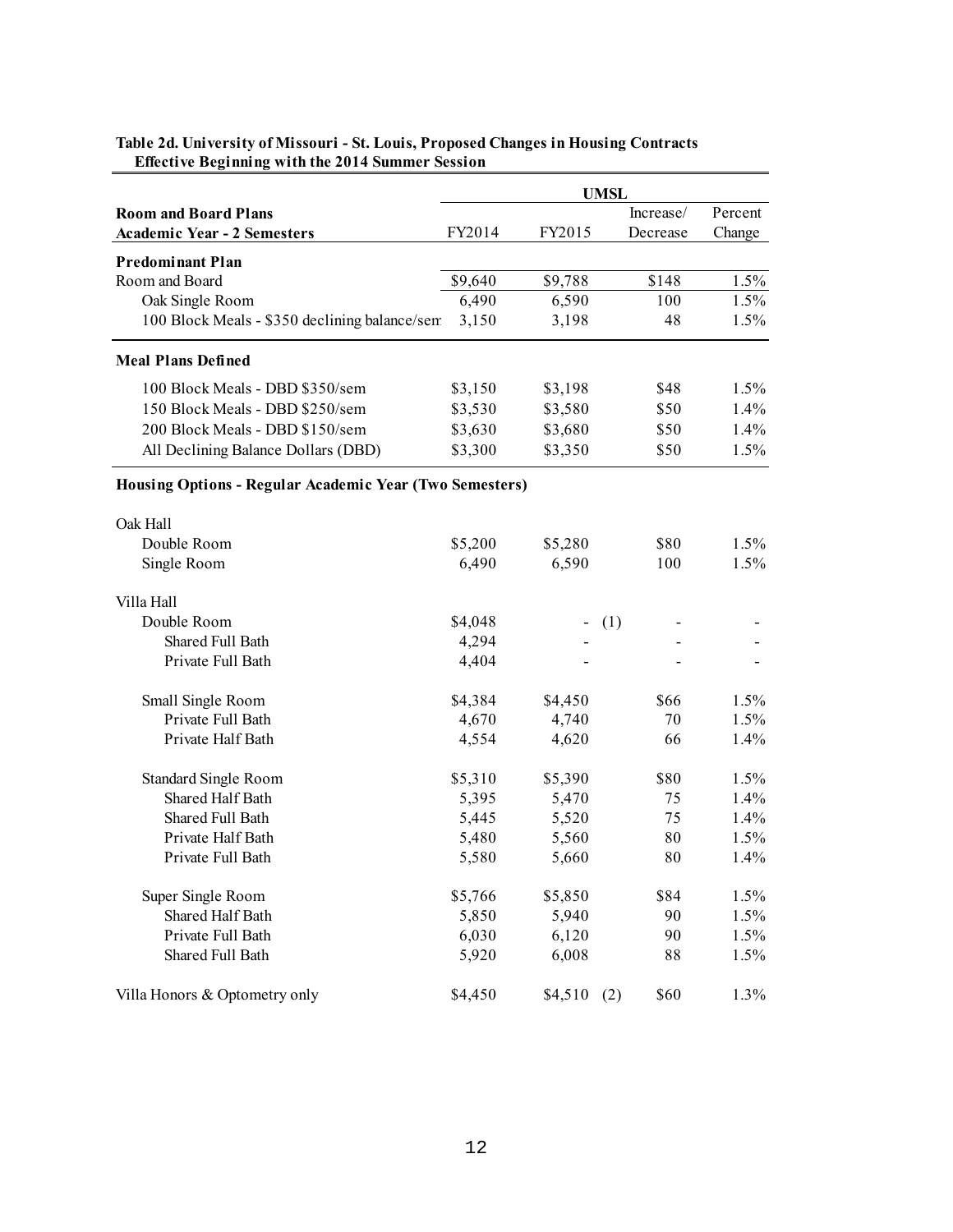**Table 2d. University of Missouri - St. Louis, Proposed Changes in Housing Contracts Effective Beginning with the 2014 Summer Session**

| | UMSL | | | |
|---|---|---|---|---|
| **Room and Board Plans Academic Year - 2 Semesters** | FY2014 | FY2015 | Increase/ Decrease | Percent Change |
| **Predominant Plan** | | | | |
| Room and Board | $9,640 | $9,788 | $148 | 1.5% |
| Oak Single Room | 6,490 | 6,590 | 100 | 1.5% |
| 100 Block Meals - $350 declining balance/sem | 3,150 | 3,198 | 48 | 1.5% |
| **Meal Plans Defined** | | | | |
| 100 Block Meals - DBD $350/sem | $3,150 | $3,198 | $48 | 1.5% |
| 150 Block Meals - DBD $250/sem | $3,530 | $3,580 | $50 | 1.4% |
| 200 Block Meals - DBD $150/sem | $3,630 | $3,680 | $50 | 1.4% |
| All Declining Balance Dollars (DBD) | $3,300 | $3,350 | $50 | 1.5% |
| **Housing Options - Regular Academic Year (Two Semesters)** | | | | |
| Oak Hall | | | | |
| Double Room | $5,200 | $5,280 | $80 | 1.5% |
| Single Room | 6,490 | 6,590 | 100 | 1.5% |
| Villa Hall | | | | |
| Double Room | $4,048 | - (1) | - | - |
| Shared Full Bath | 4,294 | - | - | - |
| Private Full Bath | 4,404 | - | - | - |
| Small Single Room | $4,384 | $4,450 | $66 | 1.5% |
| Private Full Bath | 4,670 | 4,740 | 70 | 1.5% |
| Private Half Bath | 4,554 | 4,620 | 66 | 1.4% |
| Standard Single Room | $5,310 | $5,390 | $80 | 1.5% |
| Shared Half Bath | 5,395 | 5,470 | 75 | 1.4% |
| Shared Full Bath | 5,445 | 5,520 | 75 | 1.4% |
| Private Half Bath | 5,480 | 5,560 | 80 | 1.5% |
| Private Full Bath | 5,580 | 5,660 | 80 | 1.4% |
| Super Single Room | $5,766 | $5,850 | $84 | 1.5% |
| Shared Half Bath | 5,850 | 5,940 | 90 | 1.5% |
| Private Full Bath | 6,030 | 6,120 | 90 | 1.5% |
| Shared Full Bath | 5,920 | 6,008 | 88 | 1.5% |
| Villa Honors & Optometry only | $4,450 | $4,510 (2) | $60 | 1.3% |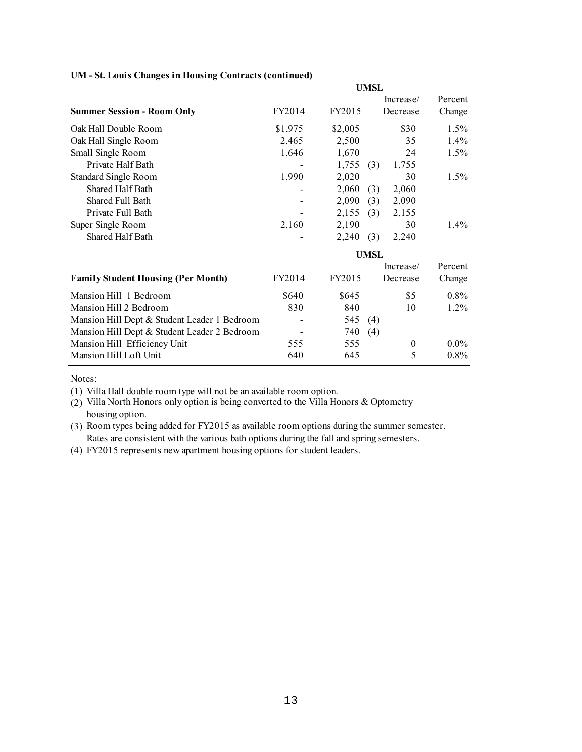**UM - St. Louis Changes in Housing Contracts (continued)**

| | UMSL | | | |
|---|---|---|---|---|
| **Summer Session - Room Only** | FY2014 | FY2015 | Increase/ Decrease | Percent Change |
| Oak Hall Double Room | $1,975 | $2,005 | $30 | 1.5% |
| Oak Hall Single Room | 2,465 | 2,500 | 35 | 1.4% |
| Small Single Room | 1,646 | 1,670 | 24 | 1.5% |
| Private Half Bath | - | 1,755 (3) | 1,755 | |
| Standard Single Room | 1,990 | 2,020 | 30 | 1.5% |
| Shared Half Bath | - | 2,060 (3) | 2,060 | |
| Shared Full Bath | - | 2,090 (3) | 2,090 | |
| Private Full Bath | - | 2,155 (3) | 2,155 | |
| Super Single Room | 2,160 | 2,190 | 30 | 1.4% |
| Shared Half Bath | - | 2,240 (3) | 2,240 | |

| | UMSL | | | |
|---|---|---|---|---|
| **Family Student Housing (Per Month)** | FY2014 | FY2015 | Increase/ Decrease | Percent Change |
| Mansion Hill 1 Bedroom | $640 | $645 | $5 | 0.8% |
| Mansion Hill 2 Bedroom | 830 | 840 | 10 | 1.2% |
| Mansion Hill Dept & Student Leader 1 Bedroom | - | 545 (4) | | |
| Mansion Hill Dept & Student Leader 2 Bedroom | - | 740 (4) | | |
| Mansion Hill Efficiency Unit | 555 | 555 | 0 | 0.0% |
| Mansion Hill Loft Unit | 640 | 645 | 5 | 0.8% |

Notes:

(1) Villa Hall double room type will not be an available room option.

(2) Villa North Honors only option is being converted to the Villa Honors & Optometry housing option.

(3) Room types being added for FY2015 as available room options during the summer semester. Rates are consistent with the various bath options during the fall and spring semesters.

(4) FY2015 represents new apartment housing options for student leaders.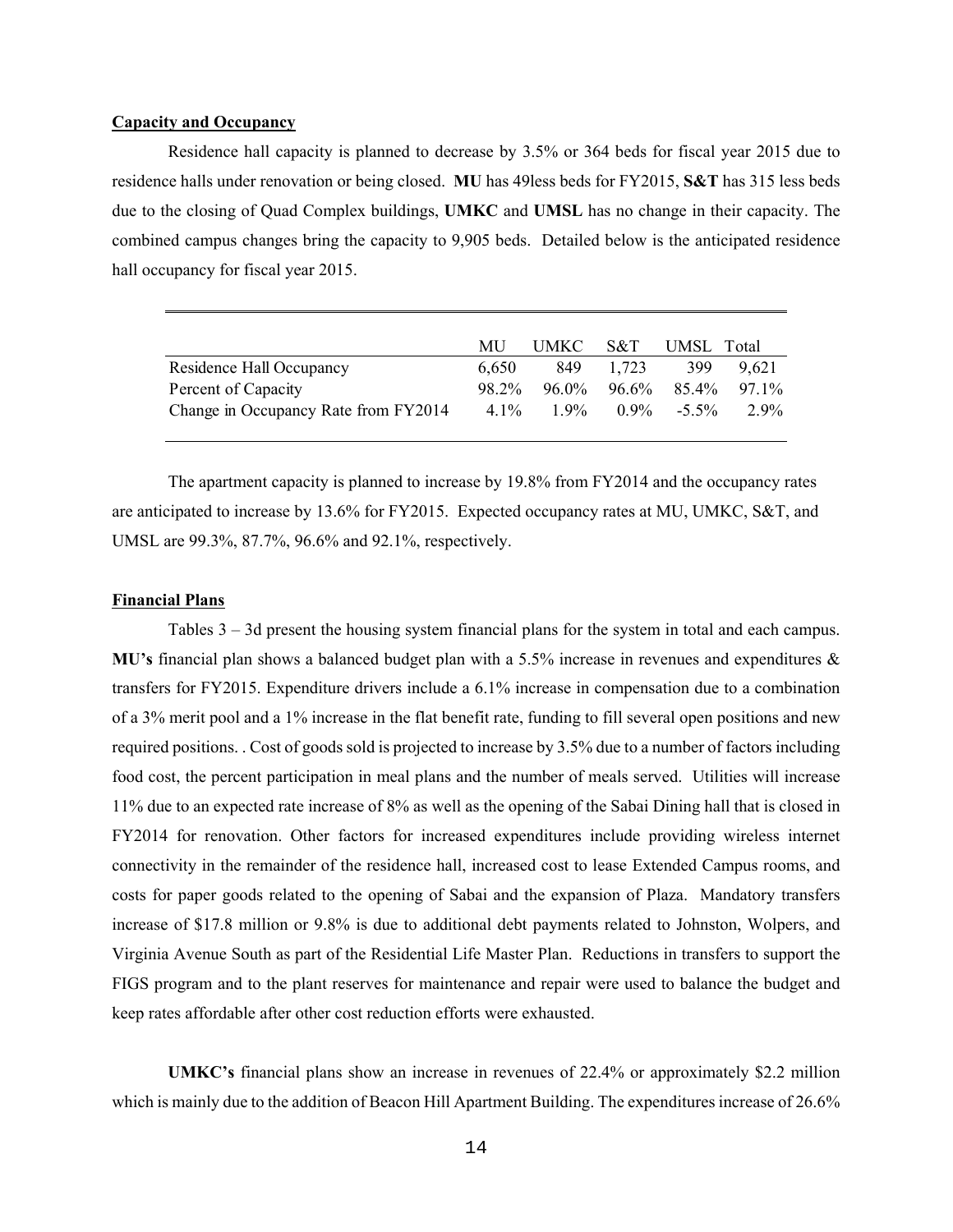**Capacity and Occupancy**

Residence hall capacity is planned to decrease by 3.5% or 364 beds for fiscal year 2015 due to residence halls under renovation or being closed. **MU** has 49less beds for FY2015, **S&T** has 315 less beds due to the closing of Quad Complex buildings, **UMKC** and **UMSL** has no change in their capacity. The combined campus changes bring the capacity to 9,905 beds. Detailed below is the anticipated residence hall occupancy for fiscal year 2015.

| | MU | UMKC | S&T | UMSL | Total |
|---|---|---|---|---|---|
| Residence Hall Occupancy | 6,650 | 849 | 1,723 | 399 | 9,621 |
| Percent of Capacity | 98.2% | 96.0% | 96.6% | 85.4% | 97.1% |
| Change in Occupancy Rate from FY2014 | 4.1% | 1.9% | 0.9% | -5.5% | 2.9% |

The apartment capacity is planned to increase by 19.8% from FY2014 and the occupancy rates are anticipated to increase by 13.6% for FY2015. Expected occupancy rates at MU, UMKC, S&T, and UMSL are 99.3%, 87.7%, 96.6% and 92.1%, respectively.

**Financial Plans**

Tables 3 – 3d present the housing system financial plans for the system in total and each campus. **MU's** financial plan shows a balanced budget plan with a 5.5% increase in revenues and expenditures & transfers for FY2015. Expenditure drivers include a 6.1% increase in compensation due to a combination of a 3% merit pool and a 1% increase in the flat benefit rate, funding to fill several open positions and new required positions. . Cost of goods sold is projected to increase by 3.5% due to a number of factors including food cost, the percent participation in meal plans and the number of meals served. Utilities will increase 11% due to an expected rate increase of 8% as well as the opening of the Sabai Dining hall that is closed in FY2014 for renovation. Other factors for increased expenditures include providing wireless internet connectivity in the remainder of the residence hall, increased cost to lease Extended Campus rooms, and costs for paper goods related to the opening of Sabai and the expansion of Plaza. Mandatory transfers increase of $17.8 million or 9.8% is due to additional debt payments related to Johnston, Wolpers, and Virginia Avenue South as part of the Residential Life Master Plan. Reductions in transfers to support the FIGS program and to the plant reserves for maintenance and repair were used to balance the budget and keep rates affordable after other cost reduction efforts were exhausted.

**UMKC's** financial plans show an increase in revenues of 22.4% or approximately $2.2 million which is mainly due to the addition of Beacon Hill Apartment Building. The expenditures increase of 26.6%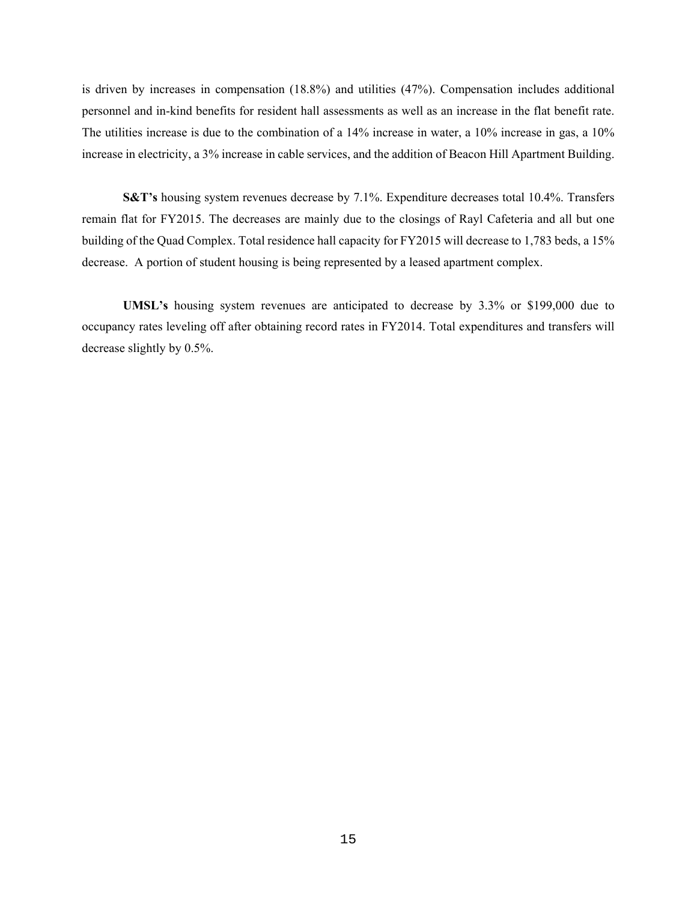is driven by increases in compensation (18.8%) and utilities (47%). Compensation includes additional personnel and in-kind benefits for resident hall assessments as well as an increase in the flat benefit rate. The utilities increase is due to the combination of a 14% increase in water, a 10% increase in gas, a 10% increase in electricity, a 3% increase in cable services, and the addition of Beacon Hill Apartment Building.

**S&T's** housing system revenues decrease by 7.1%. Expenditure decreases total 10.4%. Transfers remain flat for FY2015. The decreases are mainly due to the closings of Rayl Cafeteria and all but one building of the Quad Complex. Total residence hall capacity for FY2015 will decrease to 1,783 beds, a 15% decrease. A portion of student housing is being represented by a leased apartment complex.

**UMSL's** housing system revenues are anticipated to decrease by 3.3% or $199,000 due to occupancy rates leveling off after obtaining record rates in FY2014. Total expenditures and transfers will decrease slightly by 0.5%.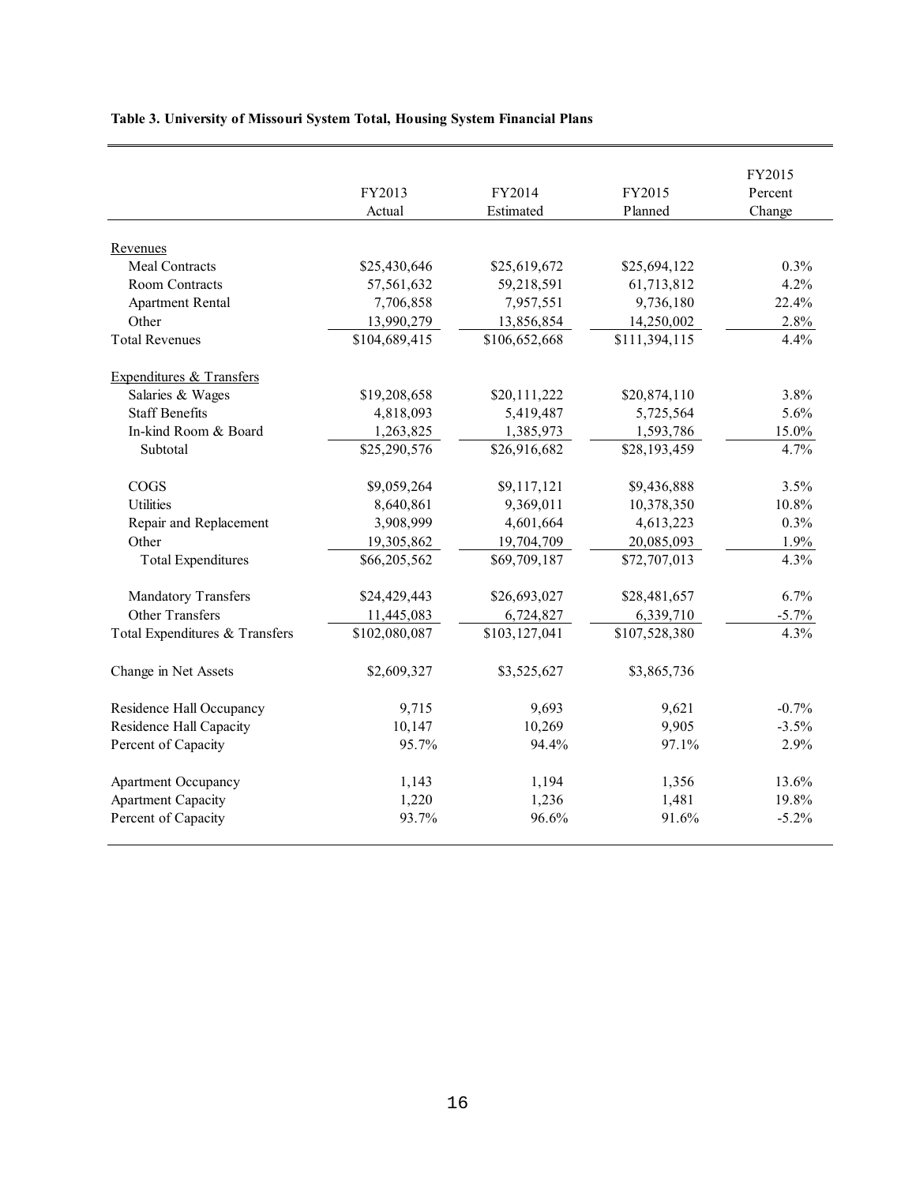**Table 3. University of Missouri System Total, Housing System Financial Plans**

| | FY2013 Actual | FY2014 Estimated | FY2015 Planned | FY2015 Percent Change |
|---|---|---|---|---|
| Revenues | | | | |
| Meal Contracts | $25,430,646 | $25,619,672 | $25,694,122 | 0.3% |
| Room Contracts | 57,561,632 | 59,218,591 | 61,713,812 | 4.2% |
| Apartment Rental | 7,706,858 | 7,957,551 | 9,736,180 | 22.4% |
| Other | 13,990,279 | 13,856,854 | 14,250,002 | 2.8% |
| Total Revenues | $104,689,415 | $106,652,668 | $111,394,115 | 4.4% |
| Expenditures & Transfers | | | | |
| Salaries & Wages | $19,208,658 | $20,111,222 | $20,874,110 | 3.8% |
| Staff Benefits | 4,818,093 | 5,419,487 | 5,725,564 | 5.6% |
| In-kind Room & Board | 1,263,825 | 1,385,973 | 1,593,786 | 15.0% |
| Subtotal | $25,290,576 | $26,916,682 | $28,193,459 | 4.7% |
| COGS | $9,059,264 | $9,117,121 | $9,436,888 | 3.5% |
| Utilities | 8,640,861 | 9,369,011 | 10,378,350 | 10.8% |
| Repair and Replacement | 3,908,999 | 4,601,664 | 4,613,223 | 0.3% |
| Other | 19,305,862 | 19,704,709 | 20,085,093 | 1.9% |
| Total Expenditures | $66,205,562 | $69,709,187 | $72,707,013 | 4.3% |
| Mandatory Transfers | $24,429,443 | $26,693,027 | $28,481,657 | 6.7% |
| Other Transfers | 11,445,083 | 6,724,827 | 6,339,710 | -5.7% |
| Total Expenditures & Transfers | $102,080,087 | $103,127,041 | $107,528,380 | 4.3% |
| Change in Net Assets | $2,609,327 | $3,525,627 | $3,865,736 | |
| Residence Hall Occupancy | 9,715 | 9,693 | 9,621 | -0.7% |
| Residence Hall Capacity | 10,147 | 10,269 | 9,905 | -3.5% |
| Percent of Capacity | 95.7% | 94.4% | 97.1% | 2.9% |
| Apartment Occupancy | 1,143 | 1,194 | 1,356 | 13.6% |
| Apartment Capacity | 1,220 | 1,236 | 1,481 | 19.8% |
| Percent of Capacity | 93.7% | 96.6% | 91.6% | -5.2% |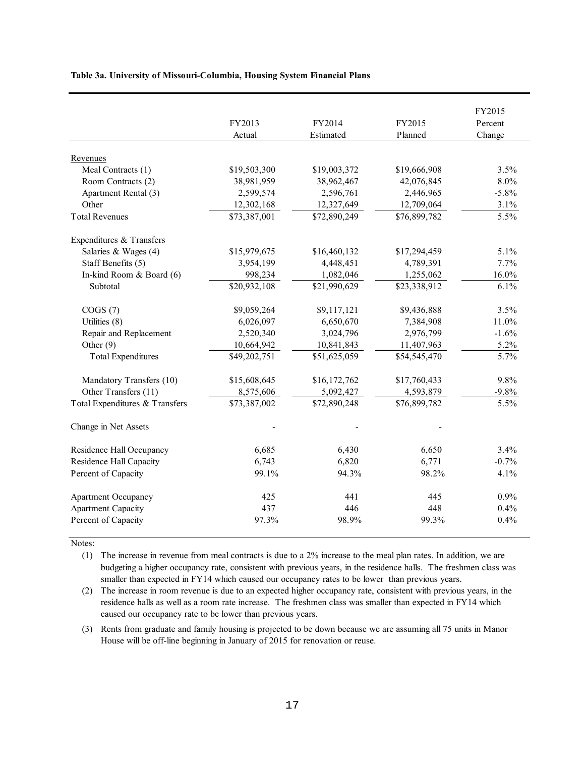**Table 3a. University of Missouri-Columbia, Housing System Financial Plans**

| | FY2013 Actual | FY2014 Estimated | FY2015 Planned | FY2015 Percent Change |
|---|---|---|---|---|
| Revenues | | | | |
| Meal Contracts (1) | $19,503,300 | $19,003,372 | $19,666,908 | 3.5% |
| Room Contracts (2) | 38,981,959 | 38,962,467 | 42,076,845 | 8.0% |
| Apartment Rental (3) | 2,599,574 | 2,596,761 | 2,446,965 | -5.8% |
| Other | 12,302,168 | 12,327,649 | 12,709,064 | 3.1% |
| Total Revenues | $73,387,001 | $72,890,249 | $76,899,782 | 5.5% |
| Expenditures & Transfers | | | | |
| Salaries & Wages (4) | $15,979,675 | $16,460,132 | $17,294,459 | 5.1% |
| Staff Benefits (5) | 3,954,199 | 4,448,451 | 4,789,391 | 7.7% |
| In-kind Room & Board (6) | 998,234 | 1,082,046 | 1,255,062 | 16.0% |
| Subtotal | $20,932,108 | $21,990,629 | $23,338,912 | 6.1% |
| COGS (7) | $9,059,264 | $9,117,121 | $9,436,888 | 3.5% |
| Utilities (8) | 6,026,097 | 6,650,670 | 7,384,908 | 11.0% |
| Repair and Replacement | 2,520,340 | 3,024,796 | 2,976,799 | -1.6% |
| Other (9) | 10,664,942 | 10,841,843 | 11,407,963 | 5.2% |
| Total Expenditures | $49,202,751 | $51,625,059 | $54,545,470 | 5.7% |
| Mandatory Transfers (10) | $15,608,645 | $16,172,762 | $17,760,433 | 9.8% |
| Other Transfers (11) | 8,575,606 | 5,092,427 | 4,593,879 | -9.8% |
| Total Expenditures & Transfers | $73,387,002 | $72,890,248 | $76,899,782 | 5.5% |
| Change in Net Assets | - | - | - | |
| Residence Hall Occupancy | 6,685 | 6,430 | 6,650 | 3.4% |
| Residence Hall Capacity | 6,743 | 6,820 | 6,771 | -0.7% |
| Percent of Capacity | 99.1% | 94.3% | 98.2% | 4.1% |
| Apartment Occupancy | 425 | 441 | 445 | 0.9% |
| Apartment Capacity | 437 | 446 | 448 | 0.4% |
| Percent of Capacity | 97.3% | 98.9% | 99.3% | 0.4% |

Notes:

(1) The increase in revenue from meal contracts is due to a 2% increase to the meal plan rates. In addition, we are budgeting a higher occupancy rate, consistent with previous years, in the residence halls. The freshmen class was smaller than expected in FY14 which caused our occupancy rates to be lower than previous years.

(2) The increase in room revenue is due to an expected higher occupancy rate, consistent with previous years, in the residence halls as well as a room rate increase. The freshmen class was smaller than expected in FY14 which caused our occupancy rate to be lower than previous years.

(3) Rents from graduate and family housing is projected to be down because we are assuming all 75 units in Manor House will be off-line beginning in January of 2015 for renovation or reuse.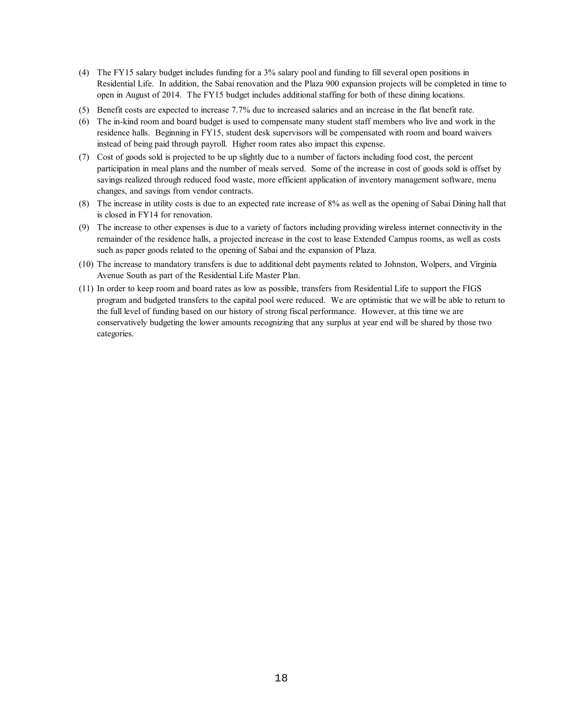(4) The FY15 salary budget includes funding for a 3% salary pool and funding to fill several open positions in Residential Life. In addition, the Sabai renovation and the Plaza 900 expansion projects will be completed in time to open in August of 2014. The FY15 budget includes additional staffing for both of these dining locations.

(5) Benefit costs are expected to increase 7.7% due to increased salaries and an increase in the flat benefit rate.

(6) The in-kind room and board budget is used to compensate many student staff members who live and work in the residence halls. Beginning in FY15, student desk supervisors will be compensated with room and board waivers instead of being paid through payroll. Higher room rates also impact this expense.

(7) Cost of goods sold is projected to be up slightly due to a number of factors including food cost, the percent participation in meal plans and the number of meals served. Some of the increase in cost of goods sold is offset by savings realized through reduced food waste, more efficient application of inventory management software, menu changes, and savings from vendor contracts.

(8) The increase in utility costs is due to an expected rate increase of 8% as well as the opening of Sabai Dining hall that is closed in FY14 for renovation.

(9) The increase to other expenses is due to a variety of factors including providing wireless internet connectivity in the remainder of the residence halls, a projected increase in the cost to lease Extended Campus rooms, as well as costs such as paper goods related to the opening of Sabai and the expansion of Plaza.

(10) The increase to mandatory transfers is due to additional debt payments related to Johnston, Wolpers, and Virginia Avenue South as part of the Residential Life Master Plan.

(11) In order to keep room and board rates as low as possible, transfers from Residential Life to support the FIGS program and budgeted transfers to the capital pool were reduced. We are optimistic that we will be able to return to the full level of funding based on our history of strong fiscal performance. However, at this time we are conservatively budgeting the lower amounts recognizing that any surplus at year end will be shared by those two categories.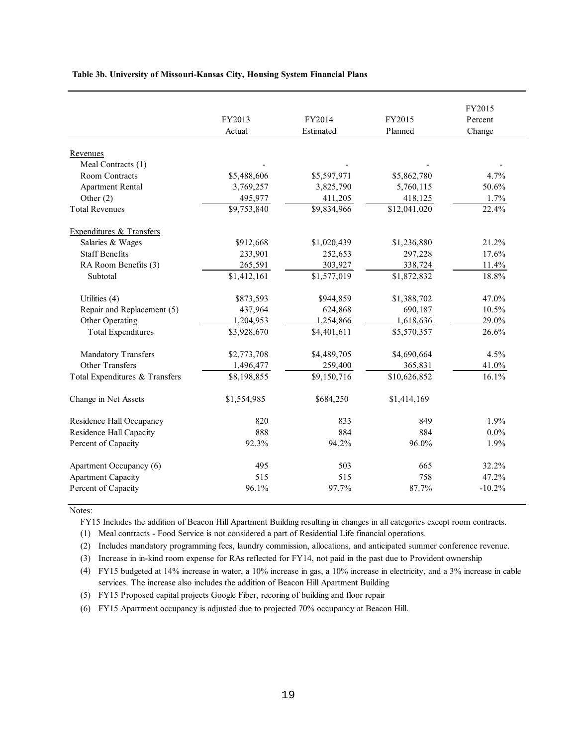**Table 3b. University of Missouri-Kansas City, Housing System Financial Plans**

| | FY2013 Actual | FY2014 Estimated | FY2015 Planned | FY2015 Percent Change |
|---|---|---|---|---|
| Revenues | | | | |
| Meal Contracts (1) | - | - | - | - |
| Room Contracts | $5,488,606 | $5,597,971 | $5,862,780 | 4.7% |
| Apartment Rental | 3,769,257 | 3,825,790 | 5,760,115 | 50.6% |
| Other (2) | 495,977 | 411,205 | 418,125 | 1.7% |
| Total Revenues | $9,753,840 | $9,834,966 | $12,041,020 | 22.4% |
| Expenditures & Transfers | | | | |
| Salaries & Wages | $912,668 | $1,020,439 | $1,236,880 | 21.2% |
| Staff Benefits | 233,901 | 252,653 | 297,228 | 17.6% |
| RA Room Benefits (3) | 265,591 | 303,927 | 338,724 | 11.4% |
| Subtotal | $1,412,161 | $1,577,019 | $1,872,832 | 18.8% |
| Utilities (4) | $873,593 | $944,859 | $1,388,702 | 47.0% |
| Repair and Replacement (5) | 437,964 | 624,868 | 690,187 | 10.5% |
| Other Operating | 1,204,953 | 1,254,866 | 1,618,636 | 29.0% |
| Total Expenditures | $3,928,670 | $4,401,611 | $5,570,357 | 26.6% |
| Mandatory Transfers | $2,773,708 | $4,489,705 | $4,690,664 | 4.5% |
| Other Transfers | 1,496,477 | 259,400 | 365,831 | 41.0% |
| Total Expenditures & Transfers | $8,198,855 | $9,150,716 | $10,626,852 | 16.1% |
| Change in Net Assets | $1,554,985 | $684,250 | $1,414,169 | |
| Residence Hall Occupancy | 820 | 833 | 849 | 1.9% |
| Residence Hall Capacity | 888 | 884 | 884 | 0.0% |
| Percent of Capacity | 92.3% | 94.2% | 96.0% | 1.9% |
| Apartment Occupancy (6) | 495 | 503 | 665 | 32.2% |
| Apartment Capacity | 515 | 515 | 758 | 47.2% |
| Percent of Capacity | 96.1% | 97.7% | 87.7% | -10.2% |

Notes:

FY15 Includes the addition of Beacon Hill Apartment Building resulting in changes in all categories except room contracts.

(1) Meal contracts - Food Service is not considered a part of Residential Life financial operations.

(2) Includes mandatory programming fees, laundry commission, allocations, and anticipated summer conference revenue.

(3) Increase in in-kind room expense for RAs reflected for FY14, not paid in the past due to Provident ownership

(4) FY15 budgeted at 14% increase in water, a 10% increase in gas, a 10% increase in electricity, and a 3% increase in cable services. The increase also includes the addition of Beacon Hill Apartment Building

(5) FY15 Proposed capital projects Google Fiber, recoring of building and floor repair

(6) FY15 Apartment occupancy is adjusted due to projected 70% occupancy at Beacon Hill.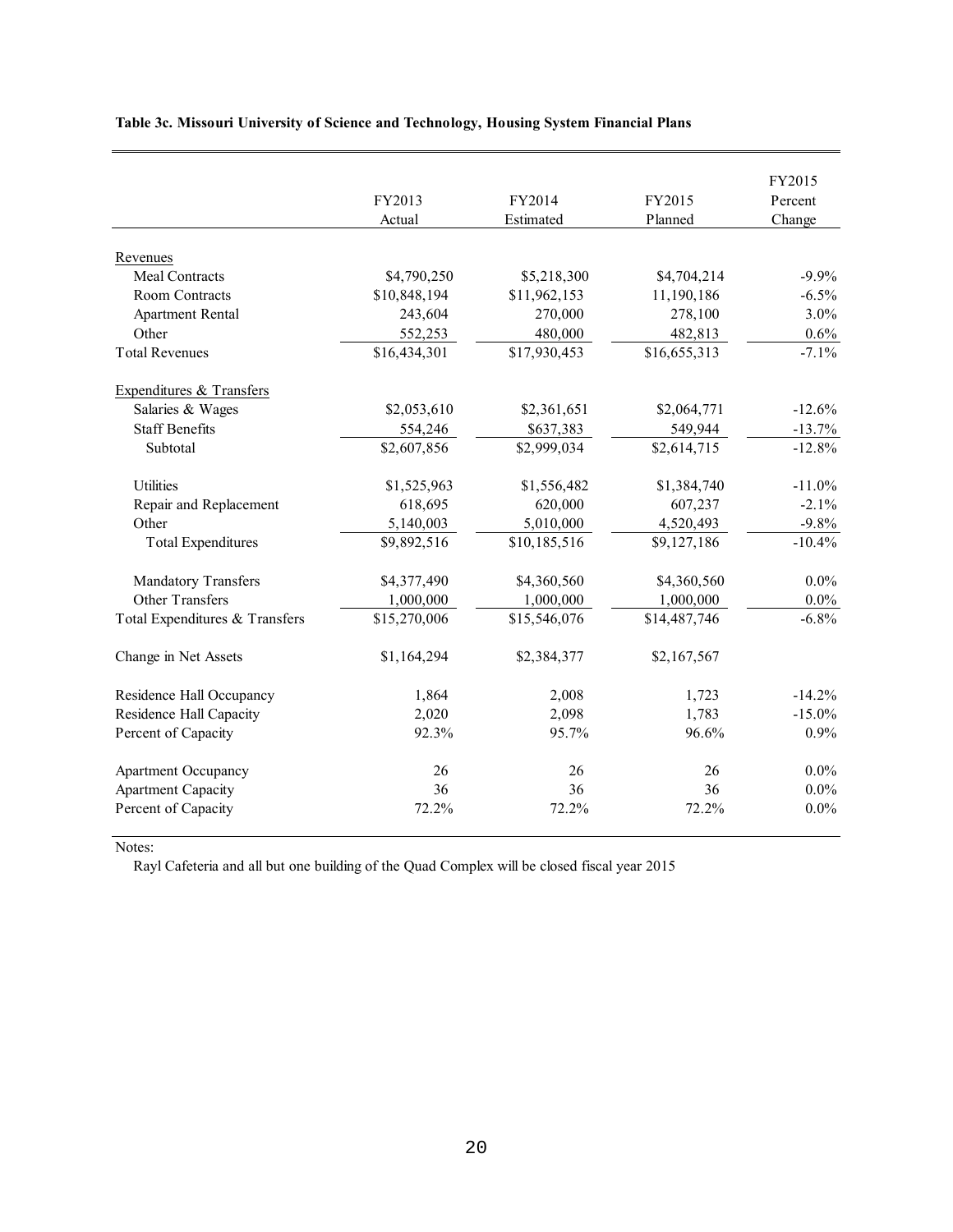**Table 3c. Missouri University of Science and Technology, Housing System Financial Plans**

| | FY2013 Actual | FY2014 Estimated | FY2015 Planned | FY2015 Percent Change |
|---|---|---|---|---|
| Revenues | | | | |
| Meal Contracts | $4,790,250 | $5,218,300 | $4,704,214 | -9.9% |
| Room Contracts | $10,848,194 | $11,962,153 | 11,190,186 | -6.5% |
| Apartment Rental | 243,604 | 270,000 | 278,100 | 3.0% |
| Other | 552,253 | 480,000 | 482,813 | 0.6% |
| Total Revenues | $16,434,301 | $17,930,453 | $16,655,313 | -7.1% |
| Expenditures & Transfers | | | | |
| Salaries & Wages | $2,053,610 | $2,361,651 | $2,064,771 | -12.6% |
| Staff Benefits | 554,246 | $637,383 | 549,944 | -13.7% |
| Subtotal | $2,607,856 | $2,999,034 | $2,614,715 | -12.8% |
| Utilities | $1,525,963 | $1,556,482 | $1,384,740 | -11.0% |
| Repair and Replacement | 618,695 | 620,000 | 607,237 | -2.1% |
| Other | 5,140,003 | 5,010,000 | 4,520,493 | -9.8% |
| Total Expenditures | $9,892,516 | $10,185,516 | $9,127,186 | -10.4% |
| Mandatory Transfers | $4,377,490 | $4,360,560 | $4,360,560 | 0.0% |
| Other Transfers | 1,000,000 | 1,000,000 | 1,000,000 | 0.0% |
| Total Expenditures & Transfers | $15,270,006 | $15,546,076 | $14,487,746 | -6.8% |
| Change in Net Assets | $1,164,294 | $2,384,377 | $2,167,567 | |
| Residence Hall Occupancy | 1,864 | 2,008 | 1,723 | -14.2% |
| Residence Hall Capacity | 2,020 | 2,098 | 1,783 | -15.0% |
| Percent of Capacity | 92.3% | 95.7% | 96.6% | 0.9% |
| Apartment Occupancy | 26 | 26 | 26 | 0.0% |
| Apartment Capacity | 36 | 36 | 36 | 0.0% |
| Percent of Capacity | 72.2% | 72.2% | 72.2% | 0.0% |

Notes:

Rayl Cafeteria and all but one building of the Quad Complex will be closed fiscal year 2015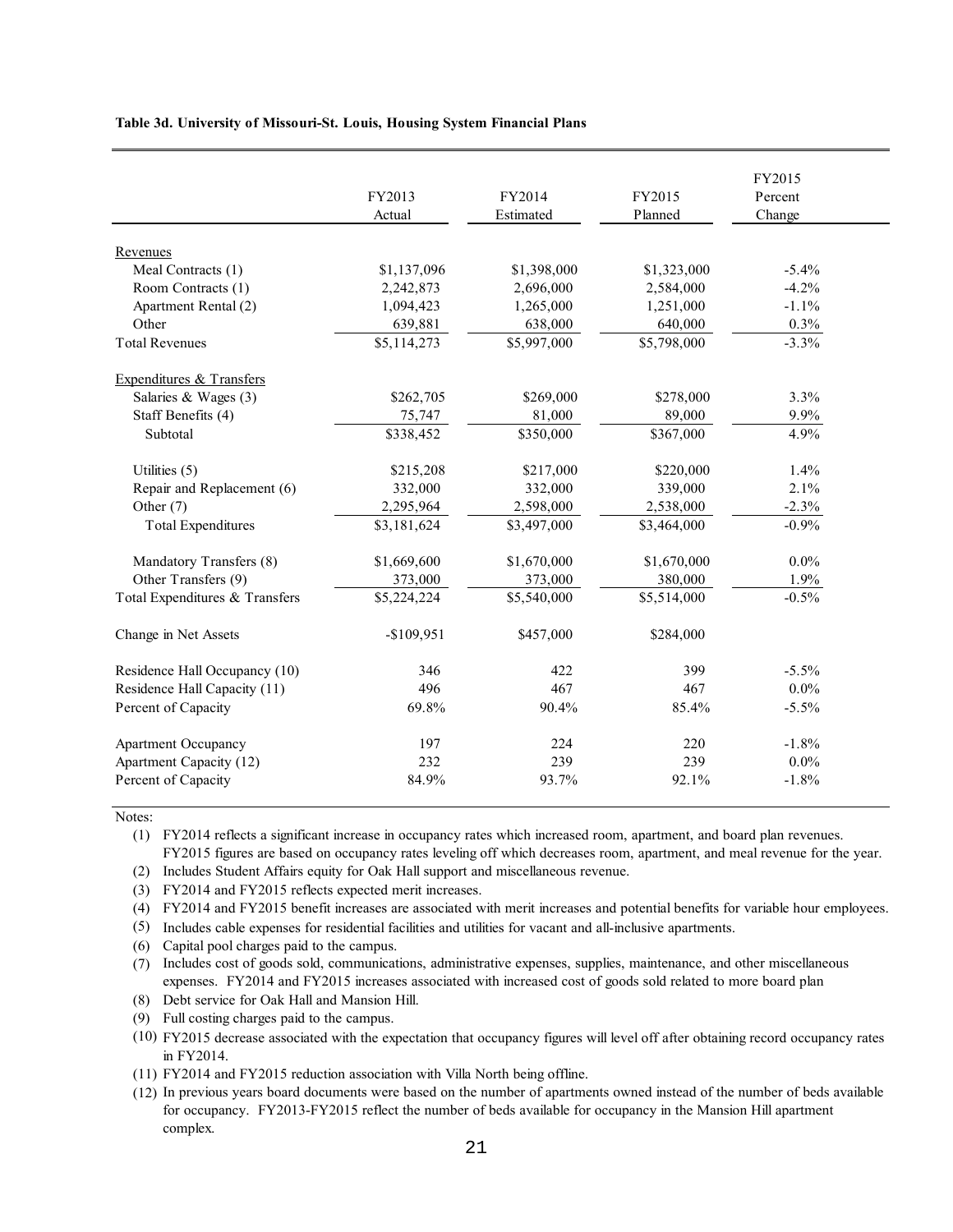**Table 3d. University of Missouri-St. Louis, Housing System Financial Plans**

| | FY2013 Actual | FY2014 Estimated | FY2015 Planned | FY2015 Percent Change |
|---|---|---|---|---|
| Revenues | | | | |
| Meal Contracts (1) | $1,137,096 | $1,398,000 | $1,323,000 | -5.4% |
| Room Contracts (1) | 2,242,873 | 2,696,000 | 2,584,000 | -4.2% |
| Apartment Rental (2) | 1,094,423 | 1,265,000 | 1,251,000 | -1.1% |
| Other | 639,881 | 638,000 | 640,000 | 0.3% |
| Total Revenues | $5,114,273 | $5,997,000 | $5,798,000 | -3.3% |
| Expenditures & Transfers | | | | |
| Salaries & Wages (3) | $262,705 | $269,000 | $278,000 | 3.3% |
| Staff Benefits (4) | 75,747 | 81,000 | 89,000 | 9.9% |
| Subtotal | $338,452 | $350,000 | $367,000 | 4.9% |
| Utilities (5) | $215,208 | $217,000 | $220,000 | 1.4% |
| Repair and Replacement (6) | 332,000 | 332,000 | 339,000 | 2.1% |
| Other (7) | 2,295,964 | 2,598,000 | 2,538,000 | -2.3% |
| Total Expenditures | $3,181,624 | $3,497,000 | $3,464,000 | -0.9% |
| Mandatory Transfers (8) | $1,669,600 | $1,670,000 | $1,670,000 | 0.0% |
| Other Transfers (9) | 373,000 | 373,000 | 380,000 | 1.9% |
| Total Expenditures & Transfers | $5,224,224 | $5,540,000 | $5,514,000 | -0.5% |
| Change in Net Assets | -$109,951 | $457,000 | $284,000 | |
| Residence Hall Occupancy (10) | 346 | 422 | 399 | -5.5% |
| Residence Hall Capacity (11) | 496 | 467 | 467 | 0.0% |
| Percent of Capacity | 69.8% | 90.4% | 85.4% | -5.5% |
| Apartment Occupancy | 197 | 224 | 220 | -1.8% |
| Apartment Capacity (12) | 232 | 239 | 239 | 0.0% |
| Percent of Capacity | 84.9% | 93.7% | 92.1% | -1.8% |

Notes:

(1) FY2014 reflects a significant increase in occupancy rates which increased room, apartment, and board plan revenues. FY2015 figures are based on occupancy rates leveling off which decreases room, apartment, and meal revenue for the year.
(2) Includes Student Affairs equity for Oak Hall support and miscellaneous revenue.
(3) FY2014 and FY2015 reflects expected merit increases.
(4) FY2014 and FY2015 benefit increases are associated with merit increases and potential benefits for variable hour employees.
(5) Includes cable expenses for residential facilities and utilities for vacant and all-inclusive apartments.
(6) Capital pool charges paid to the campus.
(7) Includes cost of goods sold, communications, administrative expenses, supplies, maintenance, and other miscellaneous expenses. FY2014 and FY2015 increases associated with increased cost of goods sold related to more board plan
(8) Debt service for Oak Hall and Mansion Hill.
(9) Full costing charges paid to the campus.
(10) FY2015 decrease associated with the expectation that occupancy figures will level off after obtaining record occupancy rates in FY2014.
(11) FY2014 and FY2015 reduction association with Villa North being offline.
(12) In previous years board documents were based on the number of apartments owned instead of the number of beds available for occupancy. FY2013-FY2015 reflect the number of beds available for occupancy in the Mansion Hill apartment complex.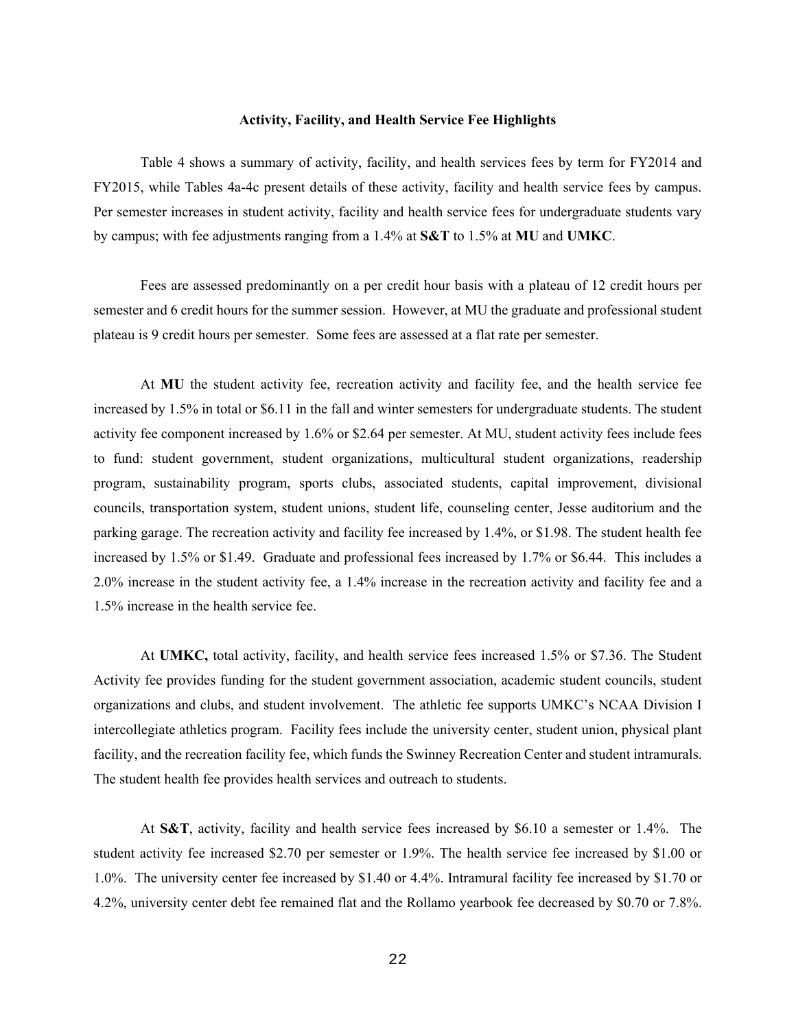### Activity, Facility, and Health Service Fee Highlights

Table 4 shows a summary of activity, facility, and health services fees by term for FY2014 and FY2015, while Tables 4a-4c present details of these activity, facility and health service fees by campus. Per semester increases in student activity, facility and health service fees for undergraduate students vary by campus; with fee adjustments ranging from a 1.4% at **S&T** to 1.5% at **MU** and **UMKC**.

Fees are assessed predominantly on a per credit hour basis with a plateau of 12 credit hours per semester and 6 credit hours for the summer session. However, at MU the graduate and professional student plateau is 9 credit hours per semester. Some fees are assessed at a flat rate per semester.

At **MU** the student activity fee, recreation activity and facility fee, and the health service fee increased by 1.5% in total or $6.11 in the fall and winter semesters for undergraduate students. The student activity fee component increased by 1.6% or $2.64 per semester. At MU, student activity fees include fees to fund: student government, student organizations, multicultural student organizations, readership program, sustainability program, sports clubs, associated students, capital improvement, divisional councils, transportation system, student unions, student life, counseling center, Jesse auditorium and the parking garage. The recreation activity and facility fee increased by 1.4%, or $1.98. The student health fee increased by 1.5% or $1.49. Graduate and professional fees increased by 1.7% or $6.44. This includes a 2.0% increase in the student activity fee, a 1.4% increase in the recreation activity and facility fee and a 1.5% increase in the health service fee.

At **UMKC,** total activity, facility, and health service fees increased 1.5% or $7.36. The Student Activity fee provides funding for the student government association, academic student councils, student organizations and clubs, and student involvement. The athletic fee supports UMKC's NCAA Division I intercollegiate athletics program. Facility fees include the university center, student union, physical plant facility, and the recreation facility fee, which funds the Swinney Recreation Center and student intramurals. The student health fee provides health services and outreach to students.

At **S&T**, activity, facility and health service fees increased by $6.10 a semester or 1.4%. The student activity fee increased $2.70 per semester or 1.9%. The health service fee increased by $1.00 or 1.0%. The university center fee increased by $1.40 or 4.4%. Intramural facility fee increased by $1.70 or 4.2%, university center debt fee remained flat and the Rollamo yearbook fee decreased by $0.70 or 7.8%.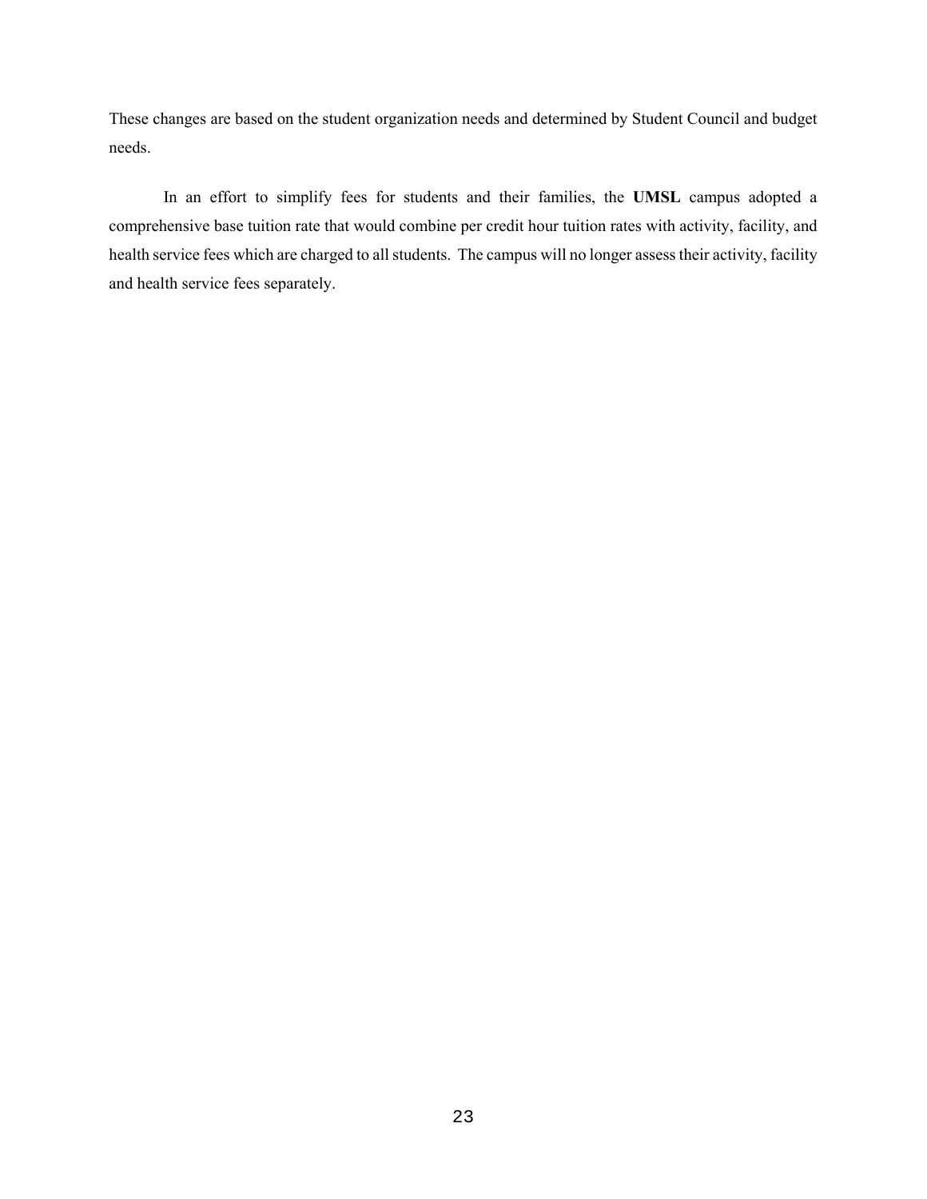These changes are based on the student organization needs and determined by Student Council and budget needs.

In an effort to simplify fees for students and their families, the **UMSL** campus adopted a comprehensive base tuition rate that would combine per credit hour tuition rates with activity, facility, and health service fees which are charged to all students. The campus will no longer assess their activity, facility and health service fees separately.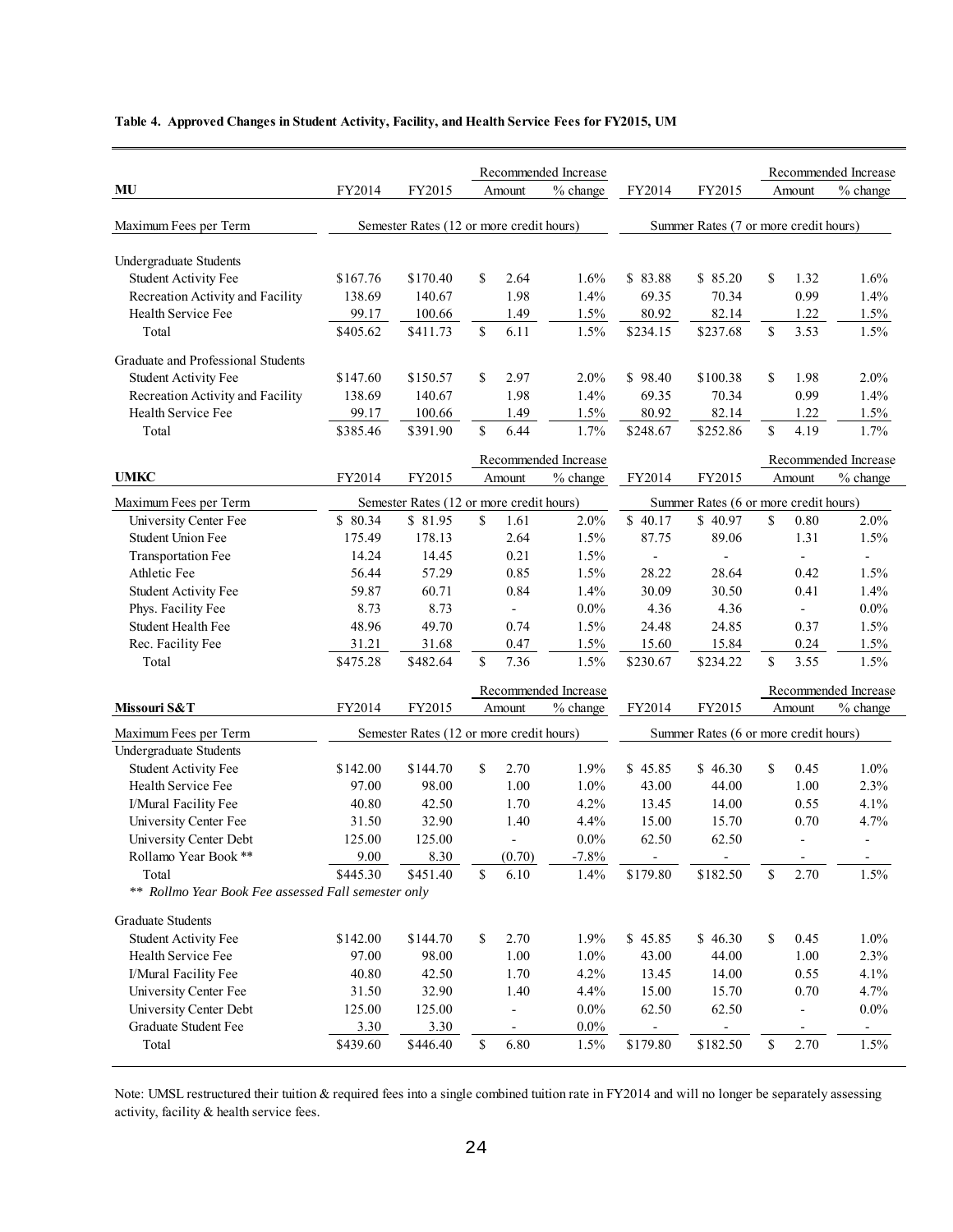**Table 4. Approved Changes in Student Activity, Facility, and Health Service Fees for FY2015, UM**

| MU | FY2014 | FY2015 | Recommended Increase Amount | Recommended Increase % change | FY2014 | FY2015 | Recommended Increase Amount | Recommended Increase % change |
|---|---|---|---|---|---|---|---|---|
| Maximum Fees per Term | Semester Rates (12 or more credit hours) | | | | Summer Rates (7 or more credit hours) | | | |
| Undergraduate Students | | | | | | | | |
| Student Activity Fee | $167.76 | $170.40 | $ 2.64 | 1.6% | $ 83.88 | $ 85.20 | $ 1.32 | 1.6% |
| Recreation Activity and Facility | 138.69 | 140.67 | 1.98 | 1.4% | 69.35 | 70.34 | 0.99 | 1.4% |
| Health Service Fee | 99.17 | 100.66 | 1.49 | 1.5% | 80.92 | 82.14 | 1.22 | 1.5% |
| Total | $405.62 | $411.73 | $ 6.11 | 1.5% | $234.15 | $237.68 | $ 3.53 | 1.5% |
| Graduate and Professional Students | | | | | | | | |
| Student Activity Fee | $147.60 | $150.57 | $ 2.97 | 2.0% | $ 98.40 | $100.38 | $ 1.98 | 2.0% |
| Recreation Activity and Facility | 138.69 | 140.67 | 1.98 | 1.4% | 69.35 | 70.34 | 0.99 | 1.4% |
| Health Service Fee | 99.17 | 100.66 | 1.49 | 1.5% | 80.92 | 82.14 | 1.22 | 1.5% |
| Total | $385.46 | $391.90 | $ 6.44 | 1.7% | $248.67 | $252.86 | $ 4.19 | 1.7% |

| UMKC | FY2014 | FY2015 | Recommended Increase Amount | Recommended Increase % change | FY2014 | FY2015 | Recommended Increase Amount | Recommended Increase % change |
|---|---|---|---|---|---|---|---|---|
| Maximum Fees per Term | Semester Rates (12 or more credit hours) | | | | Summer Rates (6 or more credit hours) | | | |
| University Center Fee | $ 80.34 | $ 81.95 | $ 1.61 | 2.0% | $ 40.17 | $ 40.97 | $ 0.80 | 2.0% |
| Student Union Fee | 175.49 | 178.13 | 2.64 | 1.5% | 87.75 | 89.06 | 1.31 | 1.5% |
| Transportation Fee | 14.24 | 14.45 | 0.21 | 1.5% | - | - | - | - |
| Athletic Fee | 56.44 | 57.29 | 0.85 | 1.5% | 28.22 | 28.64 | 0.42 | 1.5% |
| Student Activity Fee | 59.87 | 60.71 | 0.84 | 1.4% | 30.09 | 30.50 | 0.41 | 1.4% |
| Phys. Facility Fee | 8.73 | 8.73 | - | 0.0% | 4.36 | 4.36 | - | 0.0% |
| Student Health Fee | 48.96 | 49.70 | 0.74 | 1.5% | 24.48 | 24.85 | 0.37 | 1.5% |
| Rec. Facility Fee | 31.21 | 31.68 | 0.47 | 1.5% | 15.60 | 15.84 | 0.24 | 1.5% |
| Total | $475.28 | $482.64 | $ 7.36 | 1.5% | $230.67 | $234.22 | $ 3.55 | 1.5% |

| Missouri S&T | FY2014 | FY2015 | Recommended Increase Amount | Recommended Increase % change | FY2014 | FY2015 | Recommended Increase Amount | Recommended Increase % change |
|---|---|---|---|---|---|---|---|---|
| Maximum Fees per Term | Semester Rates (12 or more credit hours) | | | | Summer Rates (6 or more credit hours) | | | |
| Undergraduate Students | | | | | | | | |
| Student Activity Fee | $142.00 | $144.70 | $ 2.70 | 1.9% | $ 45.85 | $ 46.30 | $ 0.45 | 1.0% |
| Health Service Fee | 97.00 | 98.00 | 1.00 | 1.0% | 43.00 | 44.00 | 1.00 | 2.3% |
| I/Mural Facility Fee | 40.80 | 42.50 | 1.70 | 4.2% | 13.45 | 14.00 | 0.55 | 4.1% |
| University Center Fee | 31.50 | 32.90 | 1.40 | 4.4% | 15.00 | 15.70 | 0.70 | 4.7% |
| University Center Debt | 125.00 | 125.00 | - | 0.0% | 62.50 | 62.50 | - | - |
| Rollamo Year Book ** | 9.00 | 8.30 | (0.70) | -7.8% | - | - | - | - |
| Total | $445.30 | $451.40 | $ 6.10 | 1.4% | $179.80 | $182.50 | $ 2.70 | 1.5% |
| *** Rollmo Year Book Fee assessed Fall semester only* | | | | | | | | |
| Graduate Students | | | | | | | | |
| Student Activity Fee | $142.00 | $144.70 | $ 2.70 | 1.9% | $ 45.85 | $ 46.30 | $ 0.45 | 1.0% |
| Health Service Fee | 97.00 | 98.00 | 1.00 | 1.0% | 43.00 | 44.00 | 1.00 | 2.3% |
| I/Mural Facility Fee | 40.80 | 42.50 | 1.70 | 4.2% | 13.45 | 14.00 | 0.55 | 4.1% |
| University Center Fee | 31.50 | 32.90 | 1.40 | 4.4% | 15.00 | 15.70 | 0.70 | 4.7% |
| University Center Debt | 125.00 | 125.00 | - | 0.0% | 62.50 | 62.50 | - | 0.0% |
| Graduate Student Fee | 3.30 | 3.30 | - | 0.0% | - | - | - | - |
| Total | $439.60 | $446.40 | $ 6.80 | 1.5% | $179.80 | $182.50 | $ 2.70 | 1.5% |

Note: UMSL restructured their tuition & required fees into a single combined tuition rate in FY2014 and will no longer be separately assessing activity, facility & health service fees.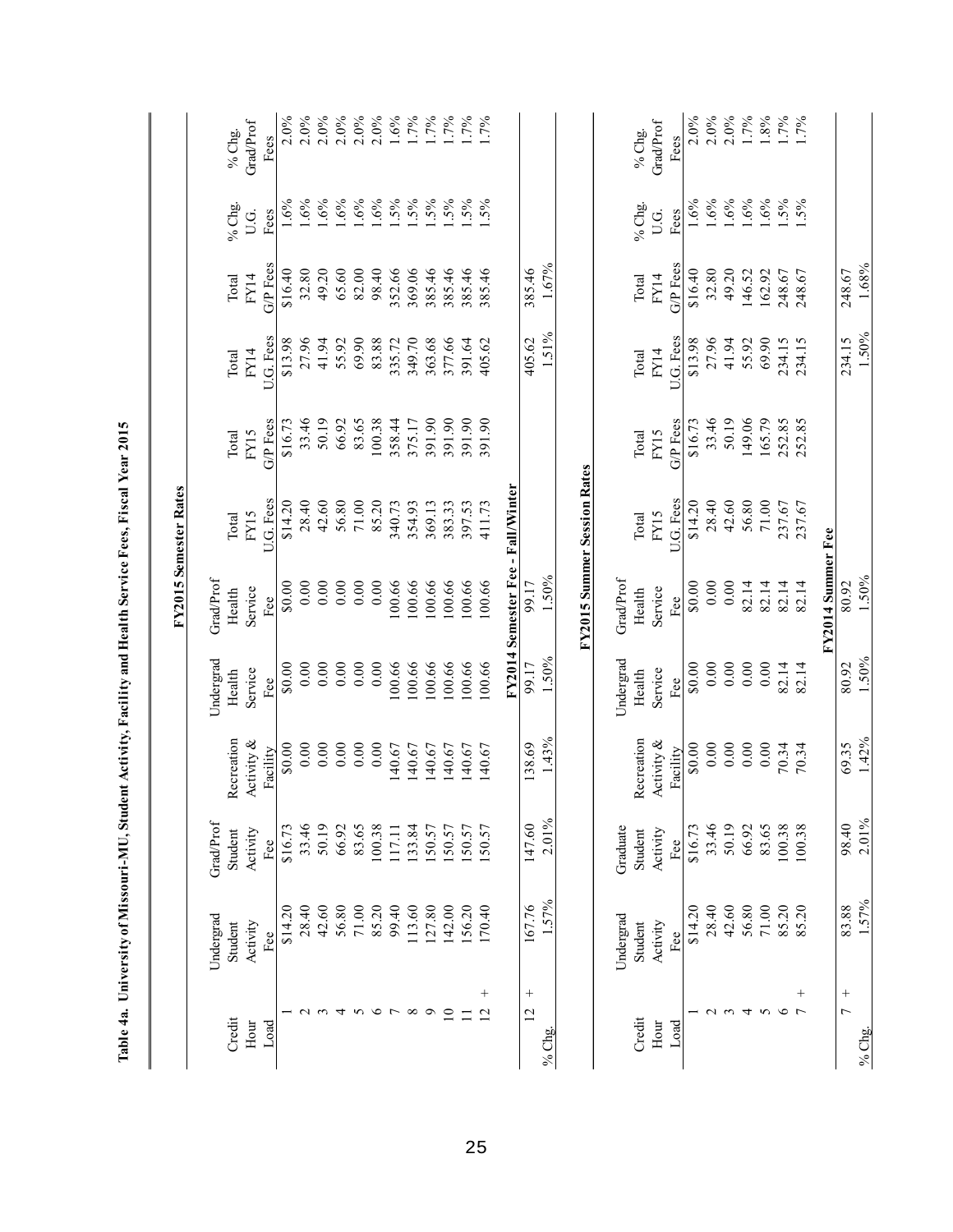# Table 4a. University of Missouri-MU, Student Activity, Facility and Health Service Fees, Fiscal Year 2015

## FY2015 Semester Rates

| Credit Hour Load | Undergrad Student Activity Fee | Grad/Prof Student Activity Fee | Recreation Activity & Facility | Undergrad Health Service Fee | Grad/Prof Health Service Fee | Total FY15 U.G. Fees | Total FY15 G/P Fees | Total FY14 U.G. Fees | Total FY14 G/P Fees | % Chg. U.G. Fees | % Chg. Grad/Prof Fees |
|---|---|---|---|---|---|---|---|---|---|---|---|
| 1 | $14.20 | $16.73 | $0.00 | $0.00 | $0.00 | $14.20 | $16.73 | $13.98 | $16.40 | 1.6% | 2.0% |
| 2 | 28.40 | 33.46 | 0.00 | 0.00 | 0.00 | 28.40 | 33.46 | 27.96 | 32.80 | 1.6% | 2.0% |
| 3 | 42.60 | 50.19 | 0.00 | 0.00 | 0.00 | 42.60 | 50.19 | 41.94 | 49.20 | 1.6% | 2.0% |
| 4 | 56.80 | 66.92 | 0.00 | 0.00 | 0.00 | 56.80 | 66.92 | 55.92 | 65.60 | 1.6% | 2.0% |
| 5 | 71.00 | 83.65 | 0.00 | 0.00 | 0.00 | 71.00 | 83.65 | 69.90 | 82.00 | 1.6% | 2.0% |
| 6 | 85.20 | 100.38 | 0.00 | 0.00 | 0.00 | 85.20 | 100.38 | 83.88 | 98.40 | 1.6% | 2.0% |
| 7 | 99.40 | 117.11 | 140.67 | 100.66 | 100.66 | 340.73 | 358.44 | 335.72 | 352.66 | 1.5% | 1.6% |
| 8 | 113.60 | 133.84 | 140.67 | 100.66 | 100.66 | 354.93 | 375.17 | 349.70 | 369.06 | 1.5% | 1.7% |
| 9 | 127.80 | 150.57 | 140.67 | 100.66 | 100.66 | 369.13 | 391.90 | 363.68 | 385.46 | 1.5% | 1.7% |
| 10 | 142.00 | 150.57 | 140.67 | 100.66 | 100.66 | 383.33 | 391.90 | 377.66 | 385.46 | 1.5% | 1.7% |
| 11 | 156.20 | 150.57 | 140.67 | 100.66 | 100.66 | 397.53 | 391.90 | 391.64 | 385.46 | 1.5% | 1.7% |
| 12 + | 170.40 | 150.57 | 140.67 | 100.66 | 100.66 | 411.73 | 391.90 | 405.62 | 385.46 | 1.5% | 1.7% |

### FY2014 Semester Fee - Fall/Winter

| Credit Hour Load | Undergrad Student Activity Fee | Grad/Prof Student Activity Fee | Recreation Activity & Facility | Undergrad Health Service Fee | Grad/Prof Health Service Fee | Total FY15 U.G. Fees | Total FY15 G/P Fees | Total FY14 U.G. Fees | Total FY14 G/P Fees |
|---|---|---|---|---|---|---|---|---|---|
| 12 + | 167.76 | 147.60 | 138.69 | 99.17 | 99.17 | | | 405.62 | 385.46 |
| % Chg. | 1.57% | 2.01% | 1.43% | 1.50% | 1.50% | | | 1.51% | 1.67% |

## FY2015 Summer Session Rates

| Credit Hour Load | Undergrad Student Activity Fee | Graduate Student Activity Fee | Recreation Activity & Facility | Undergrad Health Service Fee | Grad/Prof Health Service Fee | Total FY15 U.G. Fees | Total FY15 G/P Fees | Total FY14 U.G. Fees | Total FY14 G/P Fees | % Chg. U.G. Fees | % Chg. Grad/Prof Fees |
|---|---|---|---|---|---|---|---|---|---|---|---|
| 1 | $14.20 | $16.73 | $0.00 | $0.00 | $0.00 | $14.20 | $16.73 | $13.98 | $16.40 | 1.6% | 2.0% |
| 2 | 28.40 | 33.46 | 0.00 | 0.00 | 0.00 | 28.40 | 33.46 | 27.96 | 32.80 | 1.6% | 2.0% |
| 3 | 42.60 | 50.19 | 0.00 | 0.00 | 0.00 | 42.60 | 50.19 | 41.94 | 49.20 | 1.6% | 2.0% |
| 4 | 56.80 | 66.92 | 0.00 | 0.00 | 82.14 | 56.80 | 149.06 | 55.92 | 146.52 | 1.6% | 1.7% |
| 5 | 71.00 | 83.65 | 0.00 | 0.00 | 82.14 | 71.00 | 165.79 | 69.90 | 162.92 | 1.6% | 1.8% |
| 6 | 85.20 | 100.38 | 70.34 | 82.14 | 82.14 | 237.67 | 252.85 | 234.15 | 248.67 | 1.5% | 1.7% |
| 7 + | 85.20 | 100.38 | 70.34 | 82.14 | 82.14 | 237.67 | 252.85 | 234.15 | 248.67 | 1.5% | 1.7% |

### FY2014 Summer Fee

| Credit Hour Load | Undergrad Student Activity Fee | Graduate Student Activity Fee | Recreation Activity & Facility | Undergrad Health Service Fee | Grad/Prof Health Service Fee | Total FY15 U.G. Fees | Total FY15 G/P Fees | Total FY14 U.G. Fees | Total FY14 G/P Fees |
|---|---|---|---|---|---|---|---|---|---|
| 7 + | 83.88 | 98.40 | 69.35 | 80.92 | 80.92 | | | 234.15 | 248.67 |
| % Chg. | 1.57% | 2.01% | 1.42% | 1.50% | 1.50% | | | 1.50% | 1.68% |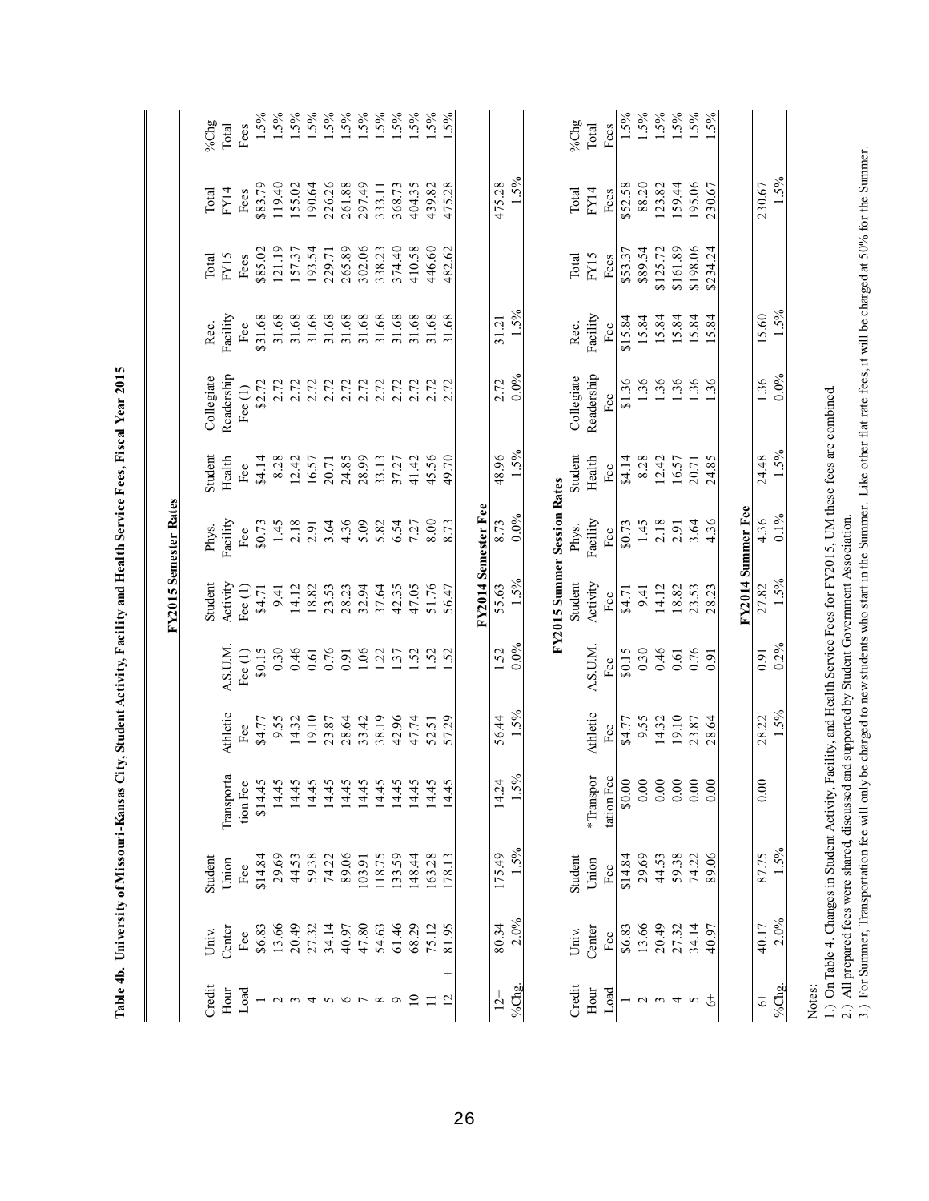**Table 4b. University of Missouri-Kansas City, Student Activity, Facility and Health Service Fees, Fiscal Year 2015**

**FY2015 Semester Rates**

| Credit Hour Load | Univ. Center Fee | Student Union Fee | Transportation Fee | Athletic Fee | A.S.U.M. Fee (1) | Student Activity Fee (1) | Phys. Facility Fee | Student Health Fee | Collegiate Readership Fee (1) | Rec. Facility Fee | Total FY15 Fees | Total FY14 Fees | %Chg Total Fees |
|---|---|---|---|---|---|---|---|---|---|---|---|---|---|
| 1 | $6.83 | $14.84 | $14.45 | $4.77 | $0.15 | $4.71 | $0.73 | $4.14 | $2.72 | $31.68 | $85.02 | $83.79 | 1.5% |
| 2 | 13.66 | 29.69 | 14.45 | 9.55 | 0.30 | 9.41 | 1.45 | 8.28 | 2.72 | 31.68 | 121.19 | 119.40 | 1.5% |
| 3 | 20.49 | 44.53 | 14.45 | 14.32 | 0.46 | 14.12 | 2.18 | 12.42 | 2.72 | 31.68 | 157.37 | 155.02 | 1.5% |
| 4 | 27.32 | 59.38 | 14.45 | 19.10 | 0.61 | 18.82 | 2.91 | 16.57 | 2.72 | 31.68 | 193.54 | 190.64 | 1.5% |
| 5 | 34.14 | 74.22 | 14.45 | 23.87 | 0.76 | 23.53 | 3.64 | 20.71 | 2.72 | 31.68 | 229.71 | 226.26 | 1.5% |
| 6 | 40.97 | 89.06 | 14.45 | 28.64 | 0.91 | 28.23 | 4.36 | 24.85 | 2.72 | 31.68 | 265.89 | 261.88 | 1.5% |
| 7 | 47.80 | 103.91 | 14.45 | 33.42 | 1.06 | 32.94 | 5.09 | 28.99 | 2.72 | 31.68 | 302.06 | 297.49 | 1.5% |
| 8 | 54.63 | 118.75 | 14.45 | 38.19 | 1.22 | 37.64 | 5.82 | 33.13 | 2.72 | 31.68 | 338.23 | 333.11 | 1.5% |
| 9 | 61.46 | 133.59 | 14.45 | 42.96 | 1.37 | 42.35 | 6.54 | 37.27 | 2.72 | 31.68 | 374.40 | 368.73 | 1.5% |
| 10 | 68.29 | 148.44 | 14.45 | 47.74 | 1.52 | 47.05 | 7.27 | 41.42 | 2.72 | 31.68 | 410.58 | 404.35 | 1.5% |
| 11 | 75.12 | 163.28 | 14.45 | 52.51 | 1.52 | 51.76 | 8.00 | 45.56 | 2.72 | 31.68 | 446.60 | 439.82 | 1.5% |
| 12 + | 81.95 | 178.13 | 14.45 | 57.29 | 1.52 | 56.47 | 8.73 | 49.70 | 2.72 | 31.68 | 482.62 | 475.28 | 1.5% |

**FY2014 Semester Fee**

| Credit Hour Load | Univ. Center Fee | Student Union Fee | Transportation Fee | Athletic Fee | A.S.U.M. Fee (1) | Student Activity Fee (1) | Phys. Facility Fee | Student Health Fee | Collegiate Readership Fee (1) | Rec. Facility Fee | Total FY15 Fees | Total FY14 Fees | %Chg Total Fees |
|---|---|---|---|---|---|---|---|---|---|---|---|---|---|
| 12+ | 80.34 | 175.49 | 14.24 | 56.44 | 1.52 | 55.63 | 8.73 | 48.96 | 2.72 | 31.21 | | 475.28 | |
| %Chg. | 2.0% | 1.5% | 1.5% | 1.5% | 0.0% | 1.5% | 0.0% | 1.5% | 0.0% | 1.5% | | 1.5% | |

**FY2015 Summer Session Rates**

| Credit Hour Load | Univ. Center Fee | Student Union Fee | *Transportation Fee | Athletic Fee | A.S.U.M. Fee | Student Activity Fee | Phys. Facility Fee | Student Health Fee | Collegiate Readership Fee | Rec. Facility Fee | Total FY15 Fees | Total FY14 Fees | %Chg Total Fees |
|---|---|---|---|---|---|---|---|---|---|---|---|---|---|
| 1 | $6.83 | $14.84 | $0.00 | $4.77 | $0.15 | $4.71 | $0.73 | $4.14 | $1.36 | $15.84 | $53.37 | $52.58 | 1.5% |
| 2 | 13.66 | 29.69 | 0.00 | 9.55 | 0.30 | 9.41 | 1.45 | 8.28 | 1.36 | 15.84 | $89.54 | 88.20 | 1.5% |
| 3 | 20.49 | 44.53 | 0.00 | 14.32 | 0.46 | 14.12 | 2.18 | 12.42 | 1.36 | 15.84 | $125.72 | 123.82 | 1.5% |
| 4 | 27.32 | 59.38 | 0.00 | 19.10 | 0.61 | 18.82 | 2.91 | 16.57 | 1.36 | 15.84 | $161.89 | 159.44 | 1.5% |
| 5 | 34.14 | 74.22 | 0.00 | 23.87 | 0.76 | 23.53 | 3.64 | 20.71 | 1.36 | 15.84 | $198.06 | 195.06 | 1.5% |
| 6+ | 40.97 | 89.06 | 0.00 | 28.64 | 0.91 | 28.23 | 4.36 | 24.85 | 1.36 | 15.84 | $234.24 | 230.67 | 1.5% |

**FY2014 Summer Fee**

| Credit Hour Load | Univ. Center Fee | Student Union Fee | *Transportation Fee | Athletic Fee | A.S.U.M. Fee | Student Activity Fee | Phys. Facility Fee | Student Health Fee | Collegiate Readership Fee | Rec. Facility Fee | Total FY15 Fees | Total FY14 Fees | %Chg Total Fees |
|---|---|---|---|---|---|---|---|---|---|---|---|---|---|
| 6+ | 40.17 | 87.75 | 0.00 | 28.22 | 0.91 | 27.82 | 4.36 | 24.48 | 1.36 | 15.60 | | 230.67 | |
| %Chg. | 2.0% | 1.5% | | 1.5% | 0.2% | 1.5% | 0.1% | 1.5% | 0.0% | 1.5% | | 1.5% | |

Notes:

1.) On Table 4. Changes in Student Activity, Facility, and Health Service Fees for FY2015, UM these fees are combined.

2.) All prepared fees were shared, discussed and supported by Student Government Association.

3.) For Summer, Transportation fee will only be charged to new students who start in the Summer. Like other flat rate fees, it will be charged at 50% for the Summer.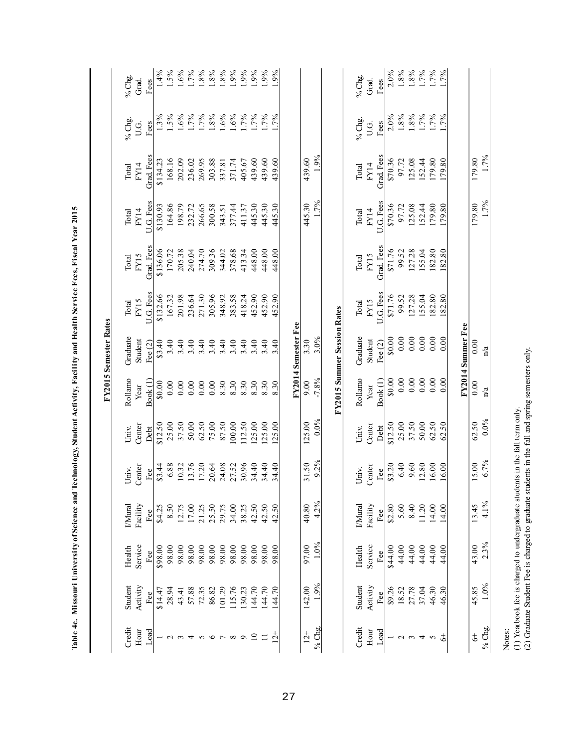**Table 4c. Missouri University of Science and Technology, Student Activity, Facility and Health Service Fees, Fiscal Year 2015**

**FY2015 Semester Rates**

| Credit Hour Load | Student Activity Fee | Health Service Fee | I/Mural Facility Fee | Univ. Center Fee | Univ. Center Debt | Rollamo Year Book (1) | Graduate Student Fee (2) | Total FY15 U.G. Fees | Total FY15 Grad. Fees | Total FY14 U.G. Fees | Total FY14 Grad. Fees | % Chg. U.G. Fees | % Chg. Grad. Fees |
|---|---|---|---|---|---|---|---|---|---|---|---|---|---|
| 1 | $14.47 | $98.00 | $4.25 | $3.44 | $12.50 | $0.00 | $3.40 | $132.66 | $136.06 | $130.93 | $134.23 | 1.3% | 1.4% |
| 2 | 28.94 | 98.00 | 8.50 | 6.88 | 25.00 | 0.00 | 3.40 | 167.32 | 170.72 | 164.86 | 168.16 | 1.5% | 1.5% |
| 3 | 43.41 | 98.00 | 12.75 | 10.32 | 37.50 | 0.00 | 3.40 | 201.98 | 205.38 | 198.79 | 202.09 | 1.6% | 1.6% |
| 4 | 57.88 | 98.00 | 17.00 | 13.76 | 50.00 | 0.00 | 3.40 | 236.64 | 240.04 | 232.72 | 236.02 | 1.7% | 1.7% |
| 5 | 72.35 | 98.00 | 21.25 | 17.20 | 62.50 | 0.00 | 3.40 | 271.30 | 274.70 | 266.65 | 269.95 | 1.7% | 1.8% |
| 6 | 86.82 | 98.00 | 25.50 | 20.64 | 75.00 | 0.00 | 3.40 | 305.96 | 309.36 | 300.58 | 303.88 | 1.8% | 1.8% |
| 7 | 101.29 | 98.00 | 29.75 | 24.08 | 87.50 | 8.30 | 3.40 | 348.92 | 344.02 | 343.51 | 337.81 | 1.6% | 1.8% |
| 8 | 115.76 | 98.00 | 34.00 | 27.52 | 100.00 | 8.30 | 3.40 | 383.58 | 378.68 | 377.44 | 371.74 | 1.6% | 1.9% |
| 9 | 130.23 | 98.00 | 38.25 | 30.96 | 112.50 | 8.30 | 3.40 | 418.24 | 413.34 | 411.37 | 405.67 | 1.7% | 1.9% |
| 10 | 144.70 | 98.00 | 42.50 | 34.40 | 125.00 | 8.30 | 3.40 | 452.90 | 448.00 | 445.30 | 439.60 | 1.7% | 1.9% |
| 11 | 144.70 | 98.00 | 42.50 | 34.40 | 125.00 | 8.30 | 3.40 | 452.90 | 448.00 | 445.30 | 439.60 | 1.7% | 1.9% |
| 12+ | 144.70 | 98.00 | 42.50 | 34.40 | 125.00 | 8.30 | 3.40 | 452.90 | 448.00 | 445.30 | 439.60 | 1.7% | 1.9% |

**FY2014 Semester Fee**

| | | | | | | | | | | | |
|---|---|---|---|---|---|---|---|---|---|---|---|
| 12+ | 142.00 | 97.00 | 40.80 | 31.50 | 125.00 | 9.00 | 3.30 | | | 445.30 | 439.60 |
| % Chg. | 1.9% | 1.0% | 4.2% | 9.2% | 0.0% | -7.8% | 3.0% | | | 1.7% | 1.9% |

**FY2015 Summer Session Rates**

| Credit Hour Load | Student Activity Fee | Health Service Fee | I/Mural Facility Fee | Univ. Center Fee | Univ. Center Debt | Rollamo Year Book (1) | Graduate Student Fee (2) | Total FY15 U.G. Fees | Total FY15 Grad. Fees | Total FY14 U.G. Fees | Total FY14 Grad. Fees | % Chg. U.G. Fees | % Chg. Grad. Fees |
|---|---|---|---|---|---|---|---|---|---|---|---|---|---|
| 1 | $9.26 | $44.00 | $2.80 | $3.20 | $12.50 | $0.00 | $0.00 | $71.76 | $71.76 | $70.36 | $70.36 | 2.0% | 2.0% |
| 2 | 18.52 | 44.00 | 5.60 | 6.40 | 25.00 | 0.00 | 0.00 | 99.52 | 99.52 | 97.72 | 97.72 | 1.8% | 1.8% |
| 3 | 27.78 | 44.00 | 8.40 | 9.60 | 37.50 | 0.00 | 0.00 | 127.28 | 127.28 | 125.08 | 125.08 | 1.8% | 1.8% |
| 4 | 37.04 | 44.00 | 11.20 | 12.80 | 50.00 | 0.00 | 0.00 | 155.04 | 155.04 | 152.44 | 152.44 | 1.7% | 1.7% |
| 5 | 46.30 | 44.00 | 14.00 | 16.00 | 62.50 | 0.00 | 0.00 | 182.80 | 182.80 | 179.80 | 179.80 | 1.7% | 1.7% |
| 6+ | 46.30 | 44.00 | 14.00 | 16.00 | 62.50 | 0.00 | 0.00 | 182.80 | 182.80 | 179.80 | 179.80 | 1.7% | 1.7% |

**FY2014 Summer Fee**

| | | | | | | | | | | | |
|---|---|---|---|---|---|---|---|---|---|---|---|
| 6+ | 45.85 | 43.00 | 13.45 | 15.00 | 62.50 | 0.00 | 0.00 | | | 179.80 | 179.80 |
| % Chg. | 1.0% | 2.3% | 4.1% | 6.7% | 0.0% | n/a | n/a | | | 1.7% | 1.7% |

Notes:
(1) Yearbook fee is charged to undergraduate students in the fall term only.
(2) Graduate Student Fee is charged to graduate students in the fall and spring semesters only.